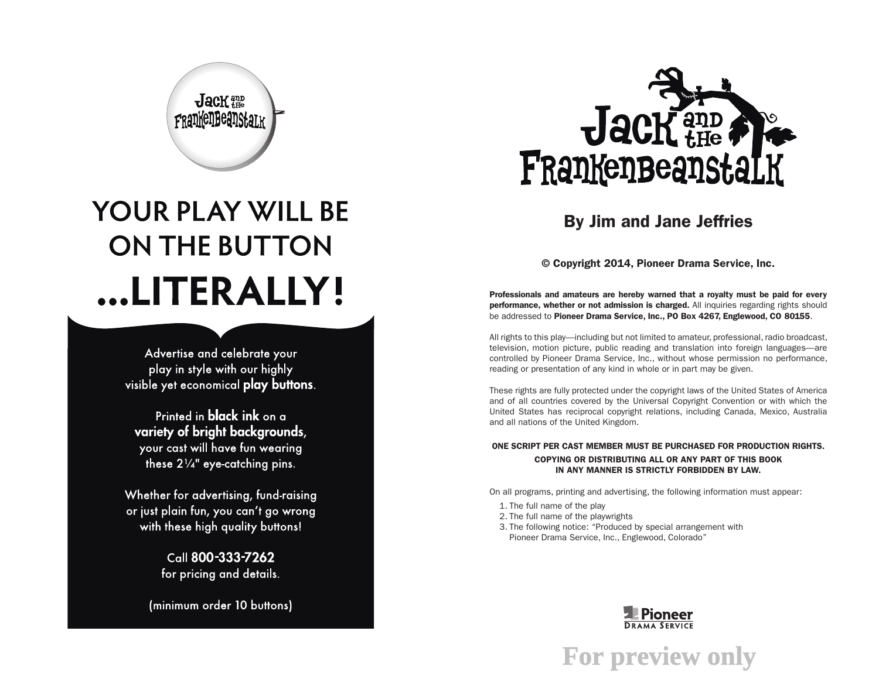Jack and the Frankenbeanstalk

# YOUR PLAY WILL BE ON THE BUTTON ...LITERALLY!

Advertise and celebrate your play in style with our highly visible yet economical **play buttons**.

Printed in **black ink** on a **variety of bright backgrounds,** your cast will have fun wearing these 2¼" eye-catching pins.

Whether for advertising, fund-raising or just plain fun, you can't go wrong with these high quality buttons!

Call **800-333-7262** for pricing and details.

(minimum order 10 buttons)

# Jack and the Frankenbeanstalk

## By Jim and Jane Jeffries

© Copyright 2014, Pioneer Drama Service, Inc.

**Professionals and amateurs are hereby warned that a royalty must be paid for every performance, whether or not admission is charged.** All inquiries regarding rights should be addressed to **Pioneer Drama Service, Inc., PO Box 4267, Englewood, CO 80155**.

All rights to this play—including but not limited to amateur, professional, radio broadcast, television, motion picture, public reading and translation into foreign languages—are controlled by Pioneer Drama Service, Inc., without whose permission no performance, reading or presentation of any kind in whole or in part may be given.

These rights are fully protected under the copyright laws of the United States of America and of all countries covered by the Universal Copyright Convention or with which the United States has reciprocal copyright relations, including Canada, Mexico, Australia and all nations of the United Kingdom.

**ONE SCRIPT PER CAST MEMBER MUST BE PURCHASED FOR PRODUCTION RIGHTS.**

**COPYING OR DISTRIBUTING ALL OR ANY PART OF THIS BOOK IN ANY MANNER IS STRICTLY FORBIDDEN BY LAW.**

On all programs, printing and advertising, the following information must appear:

1. The full name of the play
2. The full name of the playwrights
3. The following notice: "Produced by special arrangement with Pioneer Drama Service, Inc., Englewood, Colorado"

Pioneer Drama Service

For preview only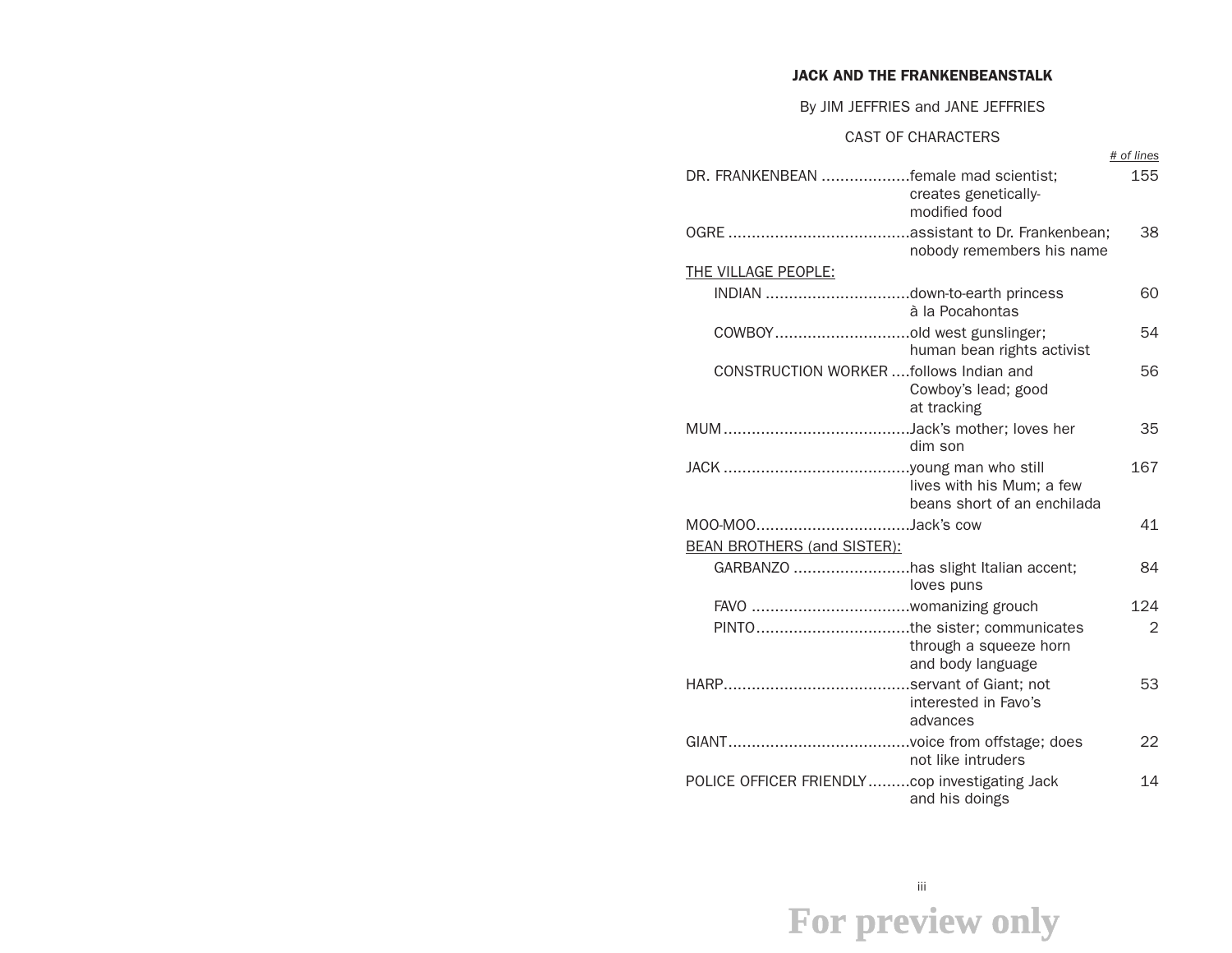# JACK AND THE FRANKENBEANSTALK

By JIM JEFFRIES and JANE JEFFRIES

CAST OF CHARACTERS

| Character | Description | *# of lines* |
|---|---|---|
| DR. FRANKENBEAN | female mad scientist; creates genetically-modified food | 155 |
| OGRE | assistant to Dr. Frankenbean; nobody remembers his name | 38 |
| THE VILLAGE PEOPLE: | | |
| INDIAN | down-to-earth princess à la Pocahontas | 60 |
| COWBOY | old west gunslinger; human bean rights activist | 54 |
| CONSTRUCTION WORKER | follows Indian and Cowboy's lead; good at tracking | 56 |
| MUM | Jack's mother; loves her dim son | 35 |
| JACK | young man who still lives with his Mum; a few beans short of an enchilada | 167 |
| MOO-MOO | Jack's cow | 41 |
| BEAN BROTHERS (and SISTER): | | |
| GARBANZO | has slight Italian accent; loves puns | 84 |
| FAVO | womanizing grouch | 124 |
| PINTO | the sister; communicates through a squeeze horn and body language | 2 |
| HARP | servant of Giant; not interested in Favo's advances | 53 |
| GIANT | voice from offstage; does not like intruders | 22 |
| POLICE OFFICER FRIENDLY | cop investigating Jack and his doings | 14 |

For preview only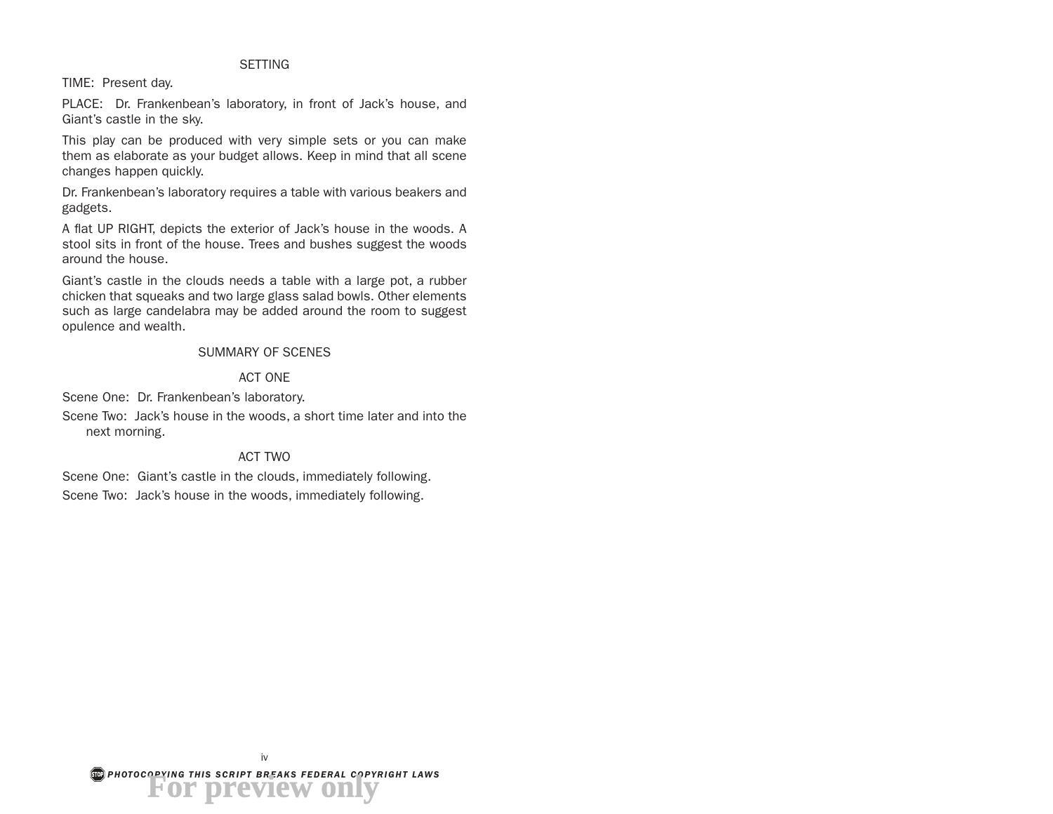## SETTING

TIME: Present day.

PLACE: Dr. Frankenbean's laboratory, in front of Jack's house, and Giant's castle in the sky.

This play can be produced with very simple sets or you can make them as elaborate as your budget allows. Keep in mind that all scene changes happen quickly.

Dr. Frankenbean's laboratory requires a table with various beakers and gadgets.

A flat UP RIGHT, depicts the exterior of Jack's house in the woods. A stool sits in front of the house. Trees and bushes suggest the woods around the house.

Giant's castle in the clouds needs a table with a large pot, a rubber chicken that squeaks and two large glass salad bowls. Other elements such as large candelabra may be added around the room to suggest opulence and wealth.

## SUMMARY OF SCENES

### ACT ONE

Scene One: Dr. Frankenbean's laboratory.

Scene Two: Jack's house in the woods, a short time later and into the next morning.

### ACT TWO

Scene One: Giant's castle in the clouds, immediately following.

Scene Two: Jack's house in the woods, immediately following.

***PHOTOCOPYING THIS SCRIPT BREAKS FEDERAL COPYRIGHT LAWS***

For preview only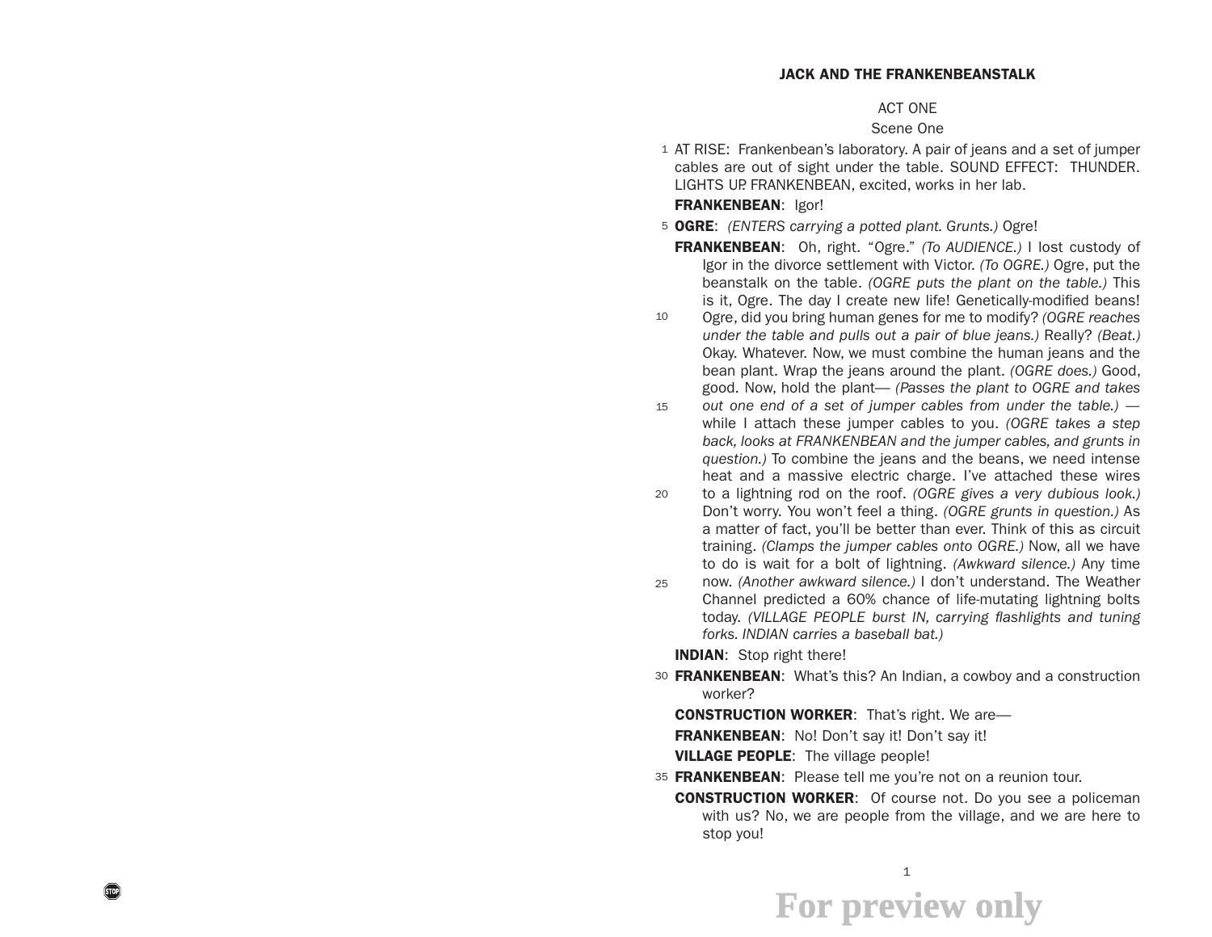# JACK AND THE FRANKENBEANSTALK

## ACT ONE

### Scene One

AT RISE: Frankenbean's laboratory. A pair of jeans and a set of jumper cables are out of sight under the table. SOUND EFFECT: THUNDER. LIGHTS UP. FRANKENBEAN, excited, works in her lab.

**FRANKENBEAN**: Igor!

**OGRE**: *(ENTERS carrying a potted plant. Grunts.)* Ogre!

**FRANKENBEAN**: Oh, right. "Ogre." *(To AUDIENCE.)* I lost custody of Igor in the divorce settlement with Victor. *(To OGRE.)* Ogre, put the beanstalk on the table. *(OGRE puts the plant on the table.)* This is it, Ogre. The day I create new life! Genetically-modified beans! Ogre, did you bring human genes for me to modify? *(OGRE reaches under the table and pulls out a pair of blue jeans.)* Really? *(Beat.)* Okay. Whatever. Now, we must combine the human jeans and the bean plant. Wrap the jeans around the plant. *(OGRE does.)* Good, good. Now, hold the plant— *(Passes the plant to OGRE and takes out one end of a set of jumper cables from under the table.)* —while I attach these jumper cables to you. *(OGRE takes a step back, looks at FRANKENBEAN and the jumper cables, and grunts in question.)* To combine the jeans and the beans, we need intense heat and a massive electric charge. I've attached these wires to a lightning rod on the roof. *(OGRE gives a very dubious look.)* Don't worry. You won't feel a thing. *(OGRE grunts in question.)* As a matter of fact, you'll be better than ever. Think of this as circuit training. *(Clamps the jumper cables onto OGRE.)* Now, all we have to do is wait for a bolt of lightning. *(Awkward silence.)* Any time now. *(Another awkward silence.)* I don't understand. The Weather Channel predicted a 60% chance of life-mutating lightning bolts today. *(VILLAGE PEOPLE burst IN, carrying flashlights and tuning forks. INDIAN carries a baseball bat.)*

**INDIAN**: Stop right there!

**FRANKENBEAN**: What's this? An Indian, a cowboy and a construction worker?

**CONSTRUCTION WORKER**: That's right. We are—

**FRANKENBEAN**: No! Don't say it! Don't say it!

**VILLAGE PEOPLE**: The village people!

**FRANKENBEAN**: Please tell me you're not on a reunion tour.

**CONSTRUCTION WORKER**: Of course not. Do you see a policeman with us? No, we are people from the village, and we are here to stop you!

For preview only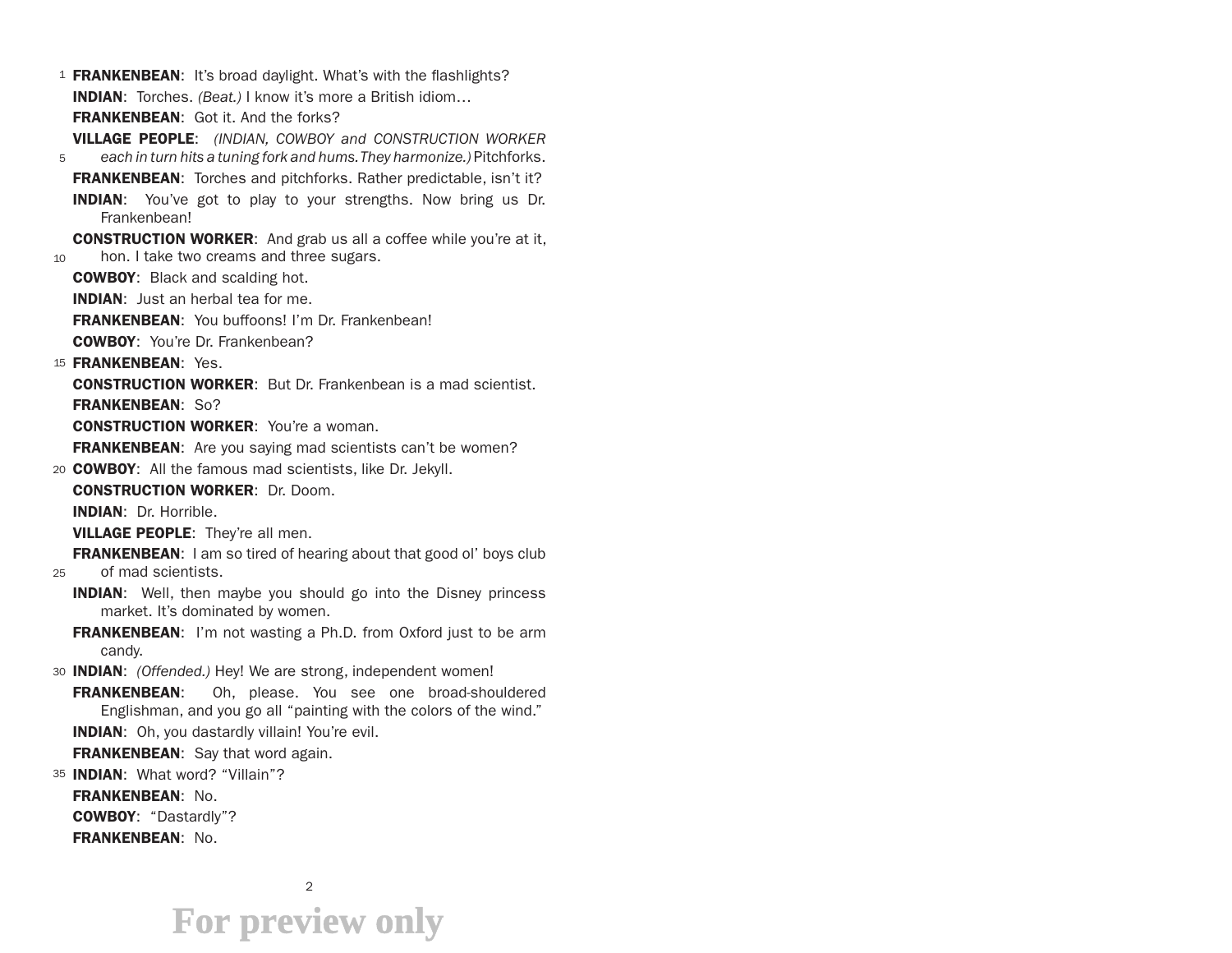**FRANKENBEAN**: It's broad daylight. What's with the flashlights?

**INDIAN**: Torches. *(Beat.)* I know it's more a British idiom…

**FRANKENBEAN**: Got it. And the forks?

**VILLAGE PEOPLE**: *(INDIAN, COWBOY and CONSTRUCTION WORKER each in turn hits a tuning fork and hums. They harmonize.)* Pitchforks.

**FRANKENBEAN**: Torches and pitchforks. Rather predictable, isn't it?

**INDIAN**: You've got to play to your strengths. Now bring us Dr. Frankenbean!

**CONSTRUCTION WORKER**: And grab us all a coffee while you're at it, hon. I take two creams and three sugars.

**COWBOY**: Black and scalding hot.

**INDIAN**: Just an herbal tea for me.

**FRANKENBEAN**: You buffoons! I'm Dr. Frankenbean!

**COWBOY**: You're Dr. Frankenbean?

**FRANKENBEAN**: Yes.

**CONSTRUCTION WORKER**: But Dr. Frankenbean is a mad scientist.

**FRANKENBEAN**: So?

**CONSTRUCTION WORKER**: You're a woman.

**FRANKENBEAN**: Are you saying mad scientists can't be women?

**COWBOY**: All the famous mad scientists, like Dr. Jekyll.

**CONSTRUCTION WORKER**: Dr. Doom.

**INDIAN**: Dr. Horrible.

**VILLAGE PEOPLE**: They're all men.

**FRANKENBEAN**: I am so tired of hearing about that good ol' boys club of mad scientists.

**INDIAN**: Well, then maybe you should go into the Disney princess market. It's dominated by women.

**FRANKENBEAN**: I'm not wasting a Ph.D. from Oxford just to be arm candy.

**INDIAN**: *(Offended.)* Hey! We are strong, independent women!

**FRANKENBEAN**: Oh, please. You see one broad-shouldered Englishman, and you go all "painting with the colors of the wind."

**INDIAN**: Oh, you dastardly villain! You're evil.

**FRANKENBEAN**: Say that word again.

**INDIAN**: What word? "Villain"?

**FRANKENBEAN**: No.

**COWBOY**: "Dastardly"?

**FRANKENBEAN**: No.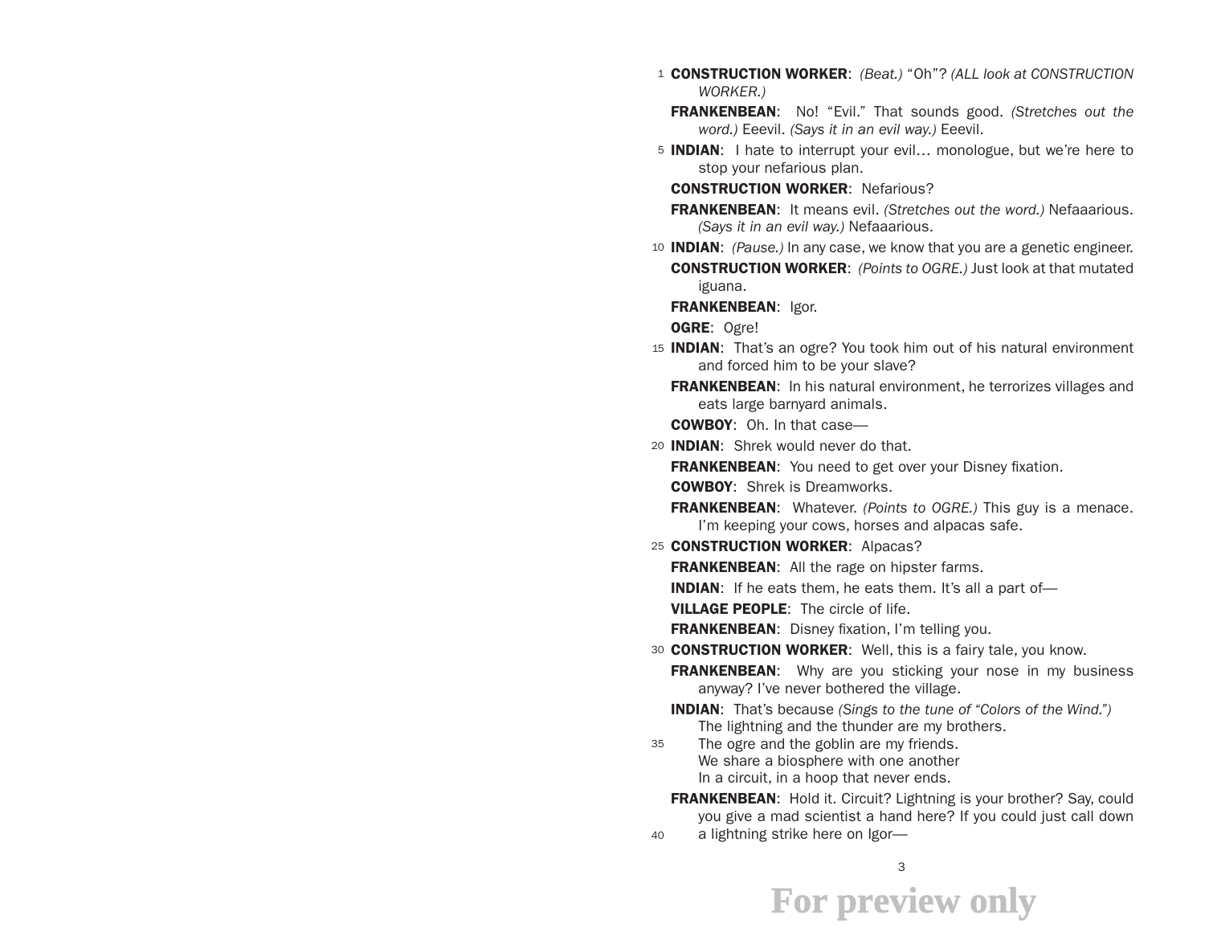**CONSTRUCTION WORKER**: *(Beat.)* "Oh"? *(ALL look at CONSTRUCTION WORKER.)*

**FRANKENBEAN**: No! "Evil." That sounds good. *(Stretches out the word.)* Eeevil. *(Says it in an evil way.)* Eeevil.

**INDIAN**: I hate to interrupt your evil… monologue, but we're here to stop your nefarious plan.

**CONSTRUCTION WORKER**: Nefarious?

**FRANKENBEAN**: It means evil. *(Stretches out the word.)* Nefaaarious. *(Says it in an evil way.)* Nefaaarious.

**INDIAN**: *(Pause.)* In any case, we know that you are a genetic engineer.

**CONSTRUCTION WORKER**: *(Points to OGRE.)* Just look at that mutated iguana.

**FRANKENBEAN**: Igor.

**OGRE**: Ogre!

**INDIAN**: That's an ogre? You took him out of his natural environment and forced him to be your slave?

**FRANKENBEAN**: In his natural environment, he terrorizes villages and eats large barnyard animals.

**COWBOY**: Oh. In that case—

**INDIAN**: Shrek would never do that.

**FRANKENBEAN**: You need to get over your Disney fixation.

**COWBOY**: Shrek is Dreamworks.

**FRANKENBEAN**: Whatever. *(Points to OGRE.)* This guy is a menace. I'm keeping your cows, horses and alpacas safe.

**CONSTRUCTION WORKER**: Alpacas?

**FRANKENBEAN**: All the rage on hipster farms.

**INDIAN**: If he eats them, he eats them. It's all a part of—

**VILLAGE PEOPLE**: The circle of life.

**FRANKENBEAN**: Disney fixation, I'm telling you.

**CONSTRUCTION WORKER**: Well, this is a fairy tale, you know.

**FRANKENBEAN**: Why are you sticking your nose in my business anyway? I've never bothered the village.

**INDIAN**: That's because *(Sings to the tune of "Colors of the Wind.")*
The lightning and the thunder are my brothers.
The ogre and the goblin are my friends.
We share a biosphere with one another
In a circuit, in a hoop that never ends.

**FRANKENBEAN**: Hold it. Circuit? Lightning is your brother? Say, could you give a mad scientist a hand here? If you could just call down a lightning strike here on Igor—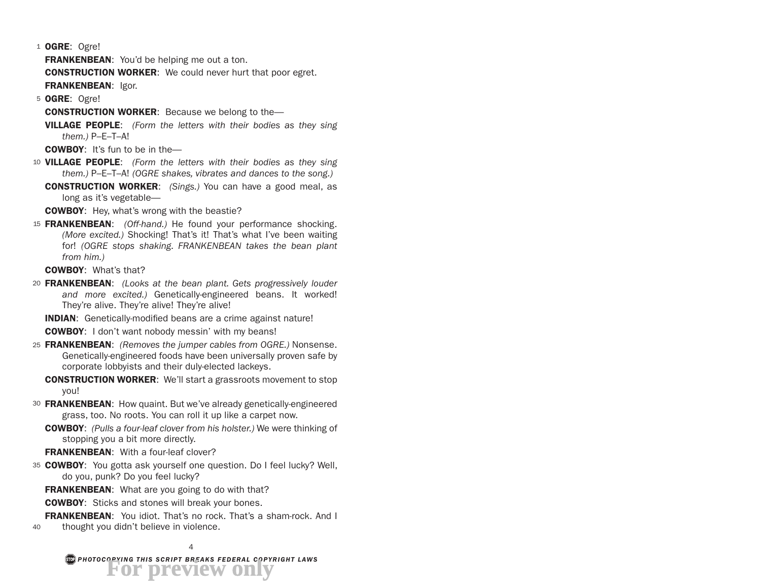**OGRE**: Ogre!

**FRANKENBEAN**: You'd be helping me out a ton.

**CONSTRUCTION WORKER**: We could never hurt that poor egret.

**FRANKENBEAN**: Igor.

**OGRE**: Ogre!

**CONSTRUCTION WORKER**: Because we belong to the—

**VILLAGE PEOPLE**: *(Form the letters with their bodies as they sing them.)* P–E–T–A!

**COWBOY**: It's fun to be in the—

**VILLAGE PEOPLE**: *(Form the letters with their bodies as they sing them.)* P–E–T–A! *(OGRE shakes, vibrates and dances to the song.)*

**CONSTRUCTION WORKER**: *(Sings.)* You can have a good meal, as long as it's vegetable—

**COWBOY**: Hey, what's wrong with the beastie?

**FRANKENBEAN**: *(Off-hand.)* He found your performance shocking. *(More excited.)* Shocking! That's it! That's what I've been waiting for! *(OGRE stops shaking. FRANKENBEAN takes the bean plant from him.)*

**COWBOY**: What's that?

**FRANKENBEAN**: *(Looks at the bean plant. Gets progressively louder and more excited.)* Genetically-engineered beans. It worked! They're alive. They're alive! They're alive!

**INDIAN**: Genetically-modified beans are a crime against nature!

**COWBOY**: I don't want nobody messin' with my beans!

**FRANKENBEAN**: *(Removes the jumper cables from OGRE.)* Nonsense. Genetically-engineered foods have been universally proven safe by corporate lobbyists and their duly-elected lackeys.

**CONSTRUCTION WORKER**: We'll start a grassroots movement to stop you!

**FRANKENBEAN**: How quaint. But we've already genetically-engineered grass, too. No roots. You can roll it up like a carpet now.

**COWBOY**: *(Pulls a four-leaf clover from his holster.)* We were thinking of stopping you a bit more directly.

**FRANKENBEAN**: With a four-leaf clover?

**COWBOY**: You gotta ask yourself one question. Do I feel lucky? Well, do you, punk? Do you feel lucky?

**FRANKENBEAN**: What are you going to do with that?

**COWBOY**: Sticks and stones will break your bones.

**FRANKENBEAN**: You idiot. That's no rock. That's a sham-rock. And I thought you didn't believe in violence.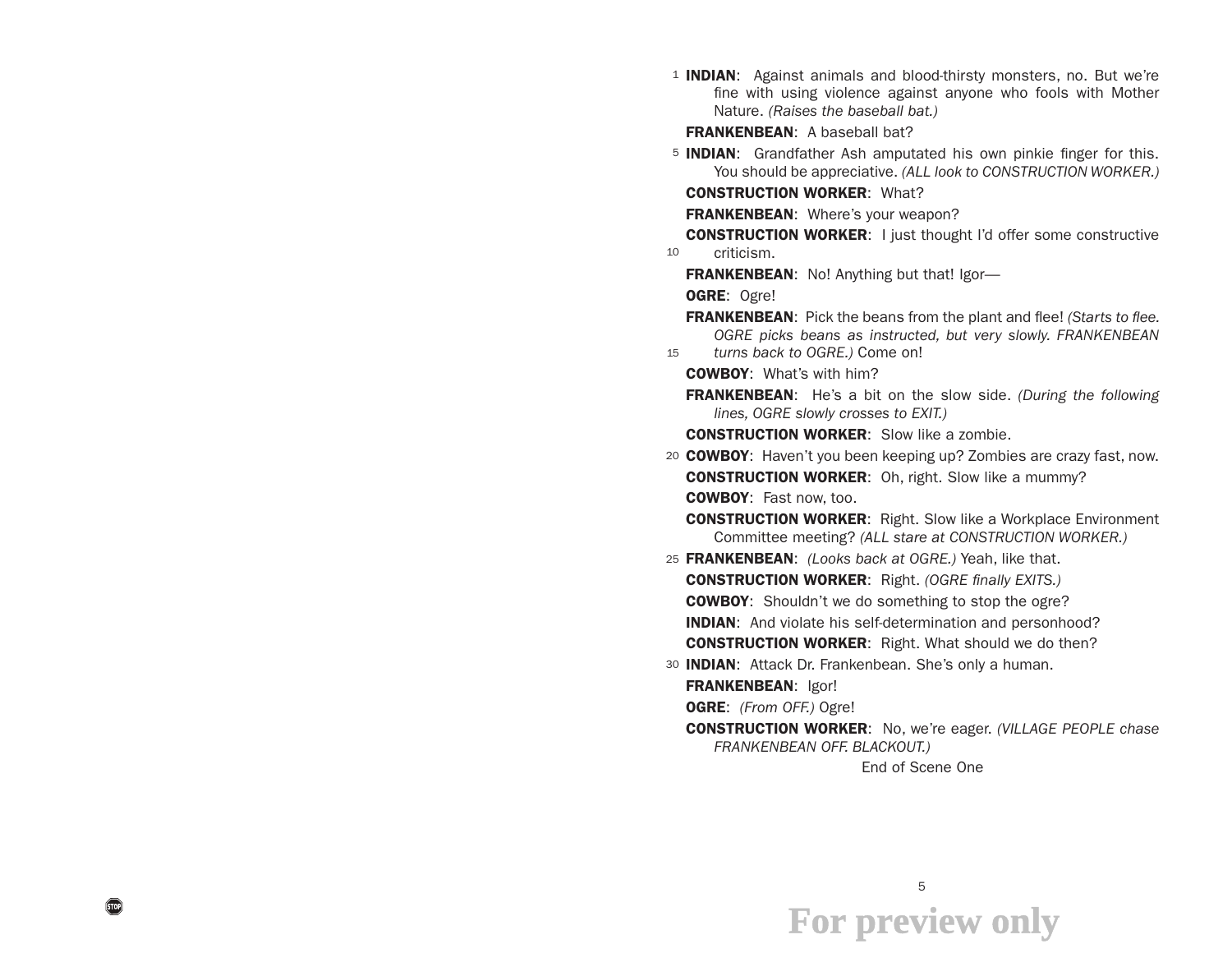**INDIAN**: Against animals and blood-thirsty monsters, no. But we're fine with using violence against anyone who fools with Mother Nature. *(Raises the baseball bat.)*

**FRANKENBEAN**: A baseball bat?

**INDIAN**: Grandfather Ash amputated his own pinkie finger for this. You should be appreciative. *(ALL look to CONSTRUCTION WORKER.)*

**CONSTRUCTION WORKER**: What?

**FRANKENBEAN**: Where's your weapon?

**CONSTRUCTION WORKER**: I just thought I'd offer some constructive criticism.

**FRANKENBEAN**: No! Anything but that! Igor—

**OGRE**: Ogre!

**FRANKENBEAN**: Pick the beans from the plant and flee! *(Starts to flee. OGRE picks beans as instructed, but very slowly. FRANKENBEAN turns back to OGRE.)* Come on!

**COWBOY**: What's with him?

**FRANKENBEAN**: He's a bit on the slow side. *(During the following lines, OGRE slowly crosses to EXIT.)*

**CONSTRUCTION WORKER**: Slow like a zombie.

**COWBOY**: Haven't you been keeping up? Zombies are crazy fast, now.

**CONSTRUCTION WORKER**: Oh, right. Slow like a mummy?

**COWBOY**: Fast now, too.

**CONSTRUCTION WORKER**: Right. Slow like a Workplace Environment Committee meeting? *(ALL stare at CONSTRUCTION WORKER.)*

**FRANKENBEAN**: *(Looks back at OGRE.)* Yeah, like that.

**CONSTRUCTION WORKER**: Right. *(OGRE finally EXITS.)*

**COWBOY**: Shouldn't we do something to stop the ogre?

**INDIAN**: And violate his self-determination and personhood?

**CONSTRUCTION WORKER**: Right. What should we do then?

**INDIAN**: Attack Dr. Frankenbean. She's only a human.

**FRANKENBEAN**: Igor!

**OGRE**: *(From OFF.)* Ogre!

**CONSTRUCTION WORKER**: No, we're eager. *(VILLAGE PEOPLE chase FRANKENBEAN OFF. BLACKOUT.)*

End of Scene One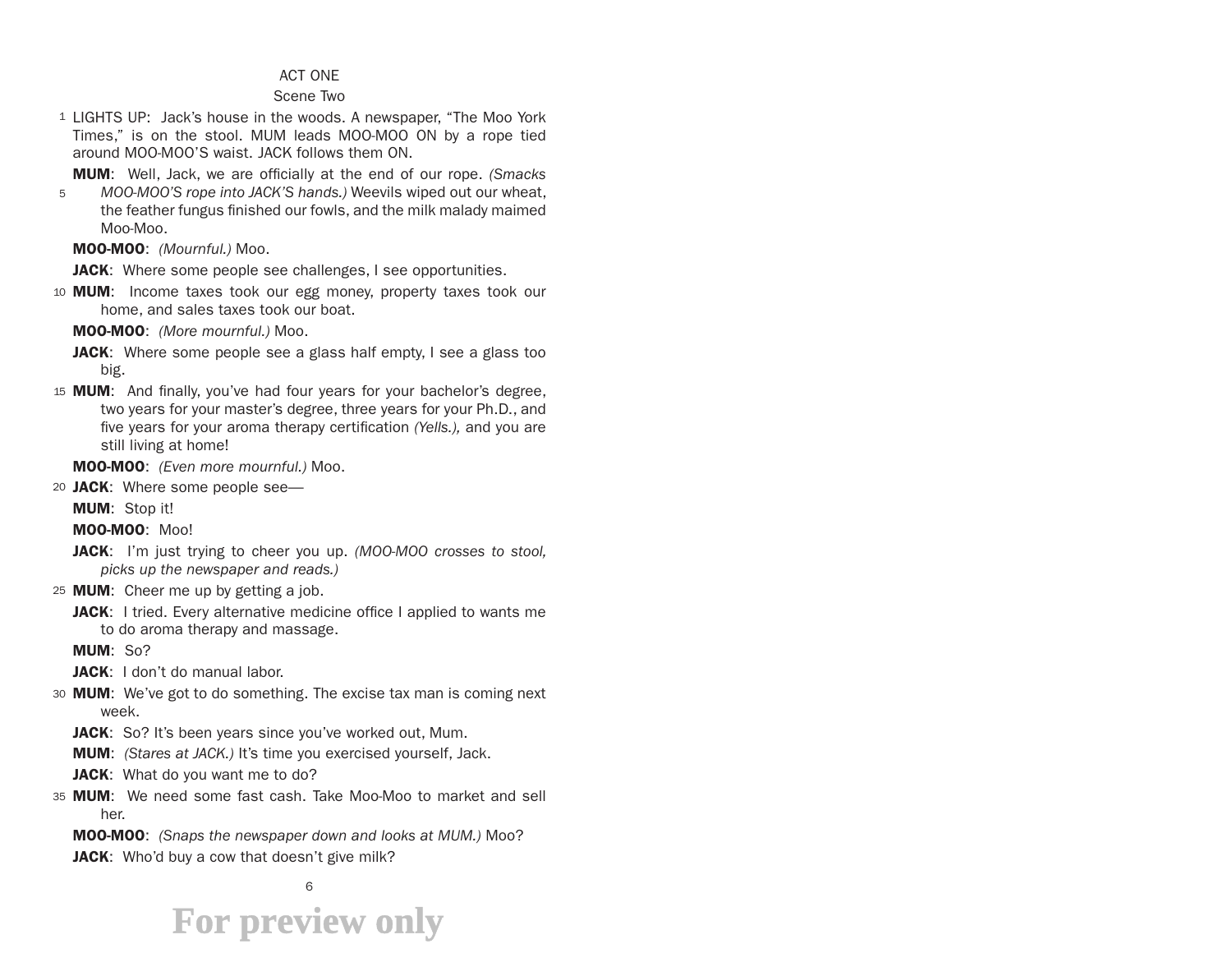ACT ONE

Scene Two

LIGHTS UP: Jack's house in the woods. A newspaper, "The Moo York Times," is on the stool. MUM leads MOO-MOO ON by a rope tied around MOO-MOO'S waist. JACK follows them ON.

**MUM**: Well, Jack, we are officially at the end of our rope. *(Smacks MOO-MOO'S rope into JACK'S hands.)* Weevils wiped out our wheat, the feather fungus finished our fowls, and the milk malady maimed Moo-Moo.

**MOO-MOO**: *(Mournful.)* Moo.

**JACK**: Where some people see challenges, I see opportunities.

**MUM**: Income taxes took our egg money, property taxes took our home, and sales taxes took our boat.

**MOO-MOO**: *(More mournful.)* Moo.

**JACK**: Where some people see a glass half empty, I see a glass too big.

**MUM**: And finally, you've had four years for your bachelor's degree, two years for your master's degree, three years for your Ph.D., and five years for your aroma therapy certification *(Yells.),* and you are still living at home!

**MOO-MOO**: *(Even more mournful.)* Moo.

**JACK**: Where some people see—

**MUM**: Stop it!

**MOO-MOO**: Moo!

**JACK**: I'm just trying to cheer you up. *(MOO-MOO crosses to stool, picks up the newspaper and reads.)*

**MUM**: Cheer me up by getting a job.

**JACK**: I tried. Every alternative medicine office I applied to wants me to do aroma therapy and massage.

**MUM**: So?

**JACK**: I don't do manual labor.

**MUM**: We've got to do something. The excise tax man is coming next week.

**JACK**: So? It's been years since you've worked out, Mum.

**MUM**: *(Stares at JACK.)* It's time you exercised yourself, Jack.

**JACK**: What do you want me to do?

**MUM**: We need some fast cash. Take Moo-Moo to market and sell her.

**MOO-MOO**: *(Snaps the newspaper down and looks at MUM.)* Moo?

**JACK**: Who'd buy a cow that doesn't give milk?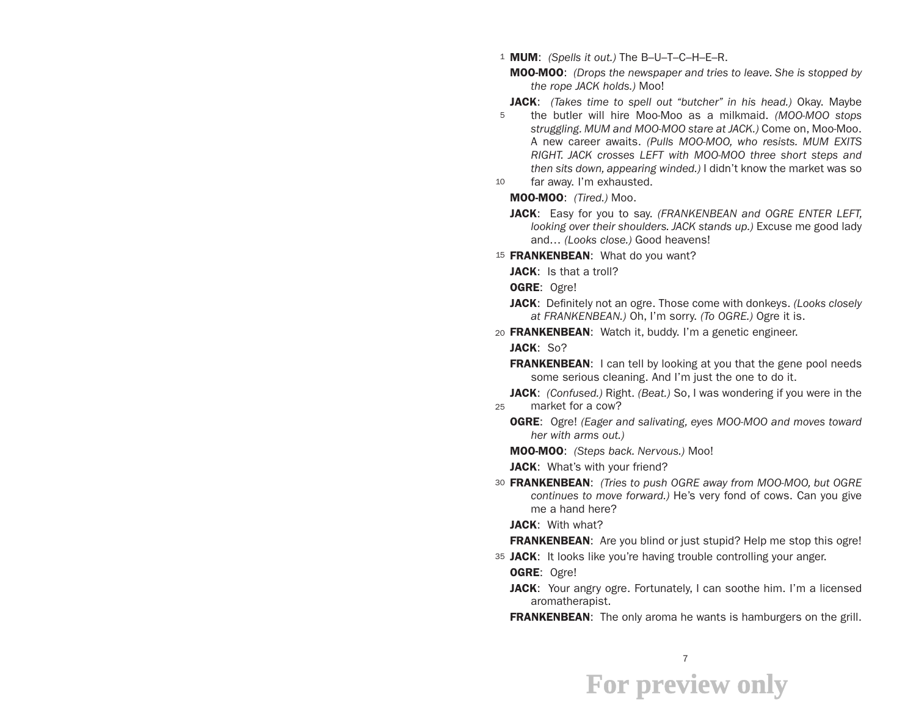**MUM**: *(Spells it out.)* The B–U–T–C–H–E–R.

**MOO-MOO**: *(Drops the newspaper and tries to leave. She is stopped by the rope JACK holds.)* Moo!

**JACK**: *(Takes time to spell out "butcher" in his head.)* Okay. Maybe the butler will hire Moo-Moo as a milkmaid. *(MOO-MOO stops struggling. MUM and MOO-MOO stare at JACK.)* Come on, Moo-Moo. A new career awaits. *(Pulls MOO-MOO, who resists. MUM EXITS RIGHT. JACK crosses LEFT with MOO-MOO three short steps and then sits down, appearing winded.)* I didn't know the market was so far away. I'm exhausted.

**MOO-MOO**: *(Tired.)* Moo.

**JACK**: Easy for you to say. *(FRANKENBEAN and OGRE ENTER LEFT, looking over their shoulders. JACK stands up.)* Excuse me good lady and… *(Looks close.)* Good heavens!

**FRANKENBEAN**: What do you want?

**JACK**: Is that a troll?

**OGRE**: Ogre!

**JACK**: Definitely not an ogre. Those come with donkeys. *(Looks closely at FRANKENBEAN.)* Oh, I'm sorry. *(To OGRE.)* Ogre it is.

**FRANKENBEAN**: Watch it, buddy. I'm a genetic engineer.

**JACK**: So?

**FRANKENBEAN**: I can tell by looking at you that the gene pool needs some serious cleaning. And I'm just the one to do it.

**JACK**: *(Confused.)* Right. *(Beat.)* So, I was wondering if you were in the market for a cow?

**OGRE**: Ogre! *(Eager and salivating, eyes MOO-MOO and moves toward her with arms out.)*

**MOO-MOO**: *(Steps back. Nervous.)* Moo!

**JACK**: What's with your friend?

**FRANKENBEAN**: *(Tries to push OGRE away from MOO-MOO, but OGRE continues to move forward.)* He's very fond of cows. Can you give me a hand here?

**JACK**: With what?

**FRANKENBEAN**: Are you blind or just stupid? Help me stop this ogre!

**JACK**: It looks like you're having trouble controlling your anger.

**OGRE**: Ogre!

**JACK**: Your angry ogre. Fortunately, I can soothe him. I'm a licensed aromatherapist.

**FRANKENBEAN**: The only aroma he wants is hamburgers on the grill.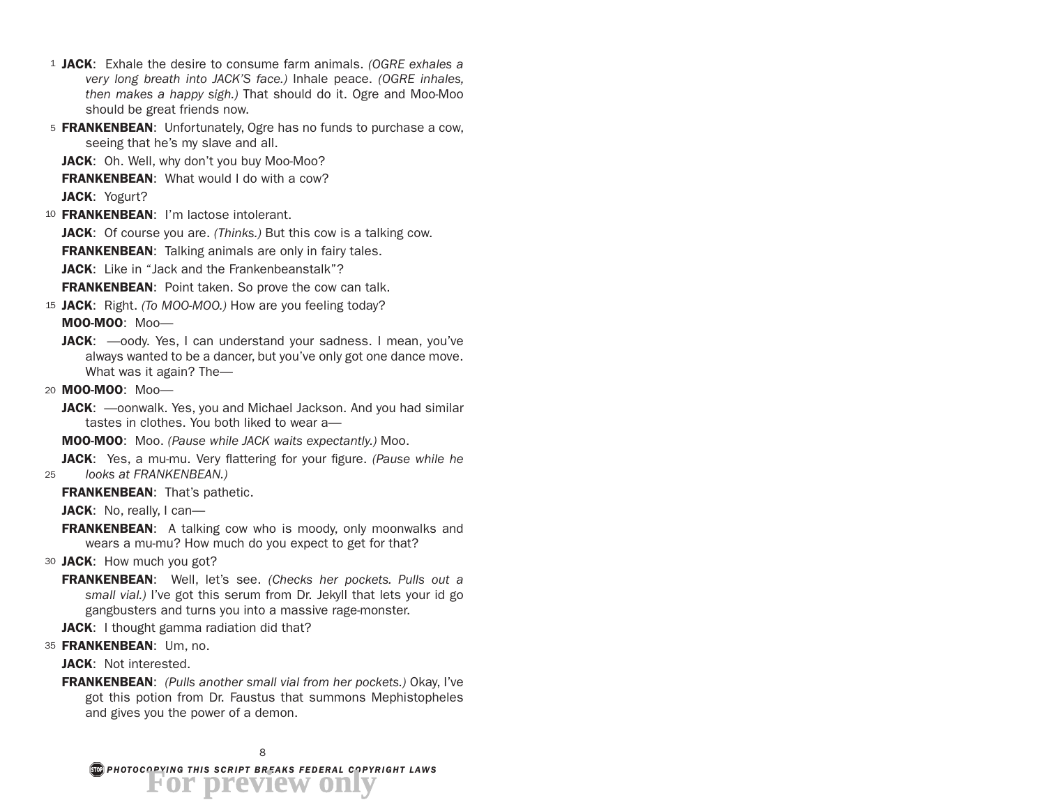**JACK**: Exhale the desire to consume farm animals. *(OGRE exhales a very long breath into JACK'S face.)* Inhale peace. *(OGRE inhales, then makes a happy sigh.)* That should do it. Ogre and Moo-Moo should be great friends now.

**FRANKENBEAN**: Unfortunately, Ogre has no funds to purchase a cow, seeing that he's my slave and all.

**JACK**: Oh. Well, why don't you buy Moo-Moo?

**FRANKENBEAN**: What would I do with a cow?

**JACK**: Yogurt?

**FRANKENBEAN**: I'm lactose intolerant.

**JACK**: Of course you are. *(Thinks.)* But this cow is a talking cow.

**FRANKENBEAN**: Talking animals are only in fairy tales.

**JACK**: Like in "Jack and the Frankenbeanstalk"?

**FRANKENBEAN**: Point taken. So prove the cow can talk.

**JACK**: Right. *(To MOO-MOO.)* How are you feeling today?

**MOO-MOO**: Moo—

**JACK**: —oody. Yes, I can understand your sadness. I mean, you've always wanted to be a dancer, but you've only got one dance move. What was it again? The—

**MOO-MOO**: Moo—

**JACK**: —oonwalk. Yes, you and Michael Jackson. And you had similar tastes in clothes. You both liked to wear a—

**MOO-MOO**: Moo. *(Pause while JACK waits expectantly.)* Moo.

**JACK**: Yes, a mu-mu. Very flattering for your figure. *(Pause while he looks at FRANKENBEAN.)*

**FRANKENBEAN**: That's pathetic.

**JACK**: No, really, I can—

**FRANKENBEAN**: A talking cow who is moody, only moonwalks and wears a mu-mu? How much do you expect to get for that?

**JACK**: How much you got?

**FRANKENBEAN**: Well, let's see. *(Checks her pockets. Pulls out a small vial.)* I've got this serum from Dr. Jekyll that lets your id go gangbusters and turns you into a massive rage-monster.

**JACK**: I thought gamma radiation did that?

**FRANKENBEAN**: Um, no.

**JACK**: Not interested.

**FRANKENBEAN**: *(Pulls another small vial from her pockets.)* Okay, I've got this potion from Dr. Faustus that summons Mephistopheles and gives you the power of a demon.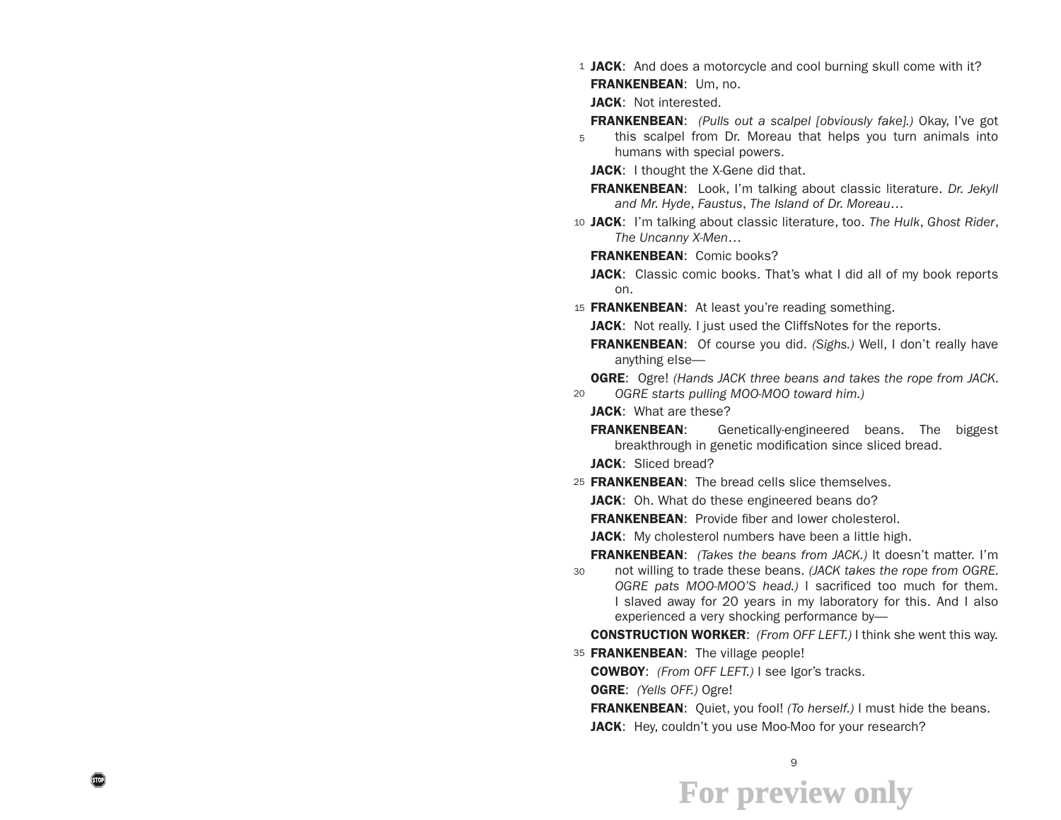**JACK**: And does a motorcycle and cool burning skull come with it?

**FRANKENBEAN**: Um, no.

**JACK**: Not interested.

**FRANKENBEAN**: *(Pulls out a scalpel [obviously fake].)* Okay, I've got this scalpel from Dr. Moreau that helps you turn animals into humans with special powers.

**JACK**: I thought the X-Gene did that.

**FRANKENBEAN**: Look, I'm talking about classic literature. *Dr. Jekyll and Mr. Hyde*, *Faustus*, *The Island of Dr. Moreau*…

**JACK**: I'm talking about classic literature, too. *The Hulk*, *Ghost Rider*, *The Uncanny X-Men*…

**FRANKENBEAN**: Comic books?

**JACK**: Classic comic books. That's what I did all of my book reports on.

**FRANKENBEAN**: At least you're reading something.

**JACK**: Not really. I just used the CliffsNotes for the reports.

**FRANKENBEAN**: Of course you did. *(Sighs.)* Well, I don't really have anything else—

**OGRE**: Ogre! *(Hands JACK three beans and takes the rope from JACK. OGRE starts pulling MOO-MOO toward him.)*

**JACK**: What are these?

**FRANKENBEAN**: Genetically-engineered beans. The biggest breakthrough in genetic modification since sliced bread.

**JACK**: Sliced bread?

**FRANKENBEAN**: The bread cells slice themselves.

**JACK**: Oh. What do these engineered beans do?

**FRANKENBEAN**: Provide fiber and lower cholesterol.

**JACK**: My cholesterol numbers have been a little high.

**FRANKENBEAN**: *(Takes the beans from JACK.)* It doesn't matter. I'm not willing to trade these beans. *(JACK takes the rope from OGRE. OGRE pats MOO-MOO'S head.)* I sacrificed too much for them. I slaved away for 20 years in my laboratory for this. And I also experienced a very shocking performance by—

**CONSTRUCTION WORKER**: *(From OFF LEFT.)* I think she went this way.

**FRANKENBEAN**: The village people!

**COWBOY**: *(From OFF LEFT.)* I see Igor's tracks.

**OGRE**: *(Yells OFF.)* Ogre!

**FRANKENBEAN**: Quiet, you fool! *(To herself.)* I must hide the beans.

**JACK**: Hey, couldn't you use Moo-Moo for your research?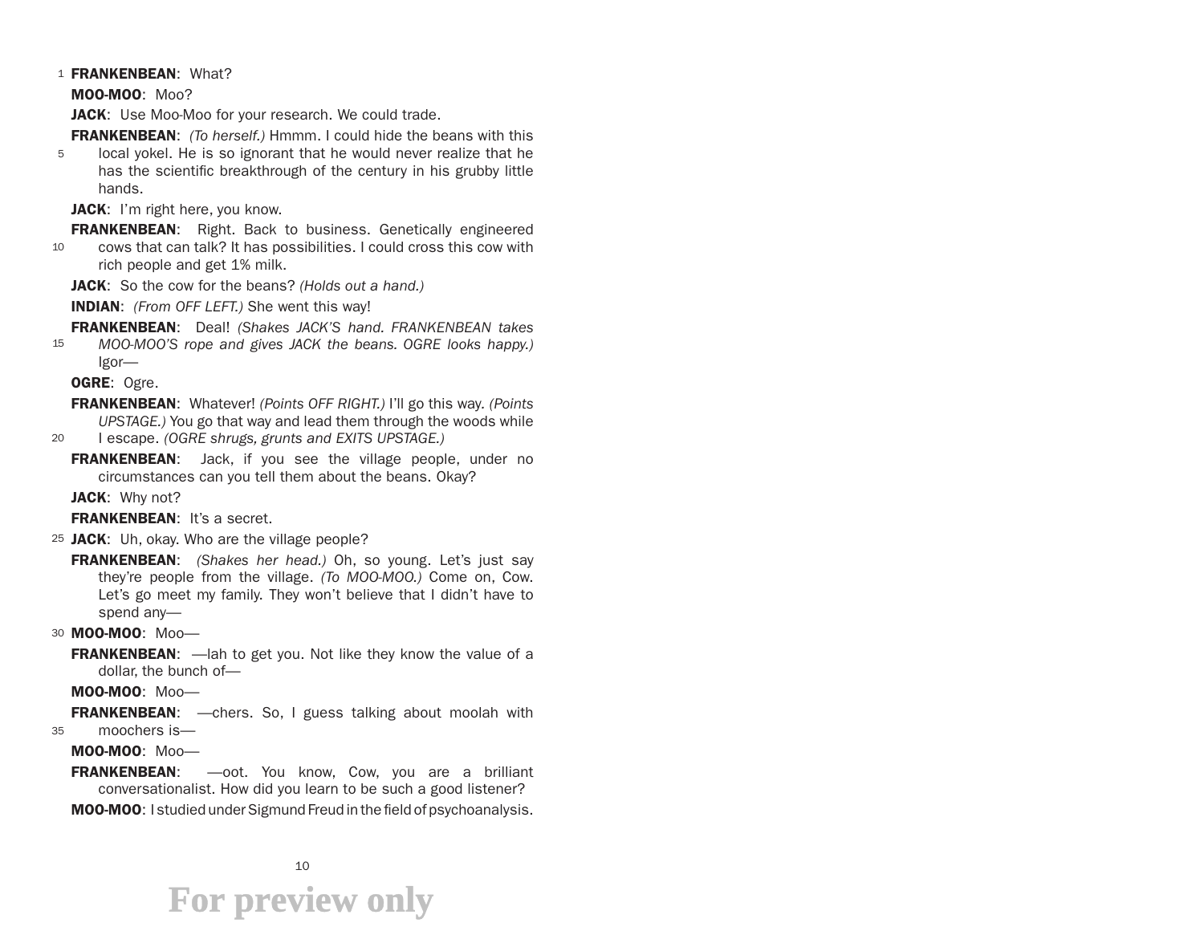**FRANKENBEAN**: What?

**MOO-MOO**: Moo?

**JACK**: Use Moo-Moo for your research. We could trade.

**FRANKENBEAN**: *(To herself.)* Hmmm. I could hide the beans with this local yokel. He is so ignorant that he would never realize that he has the scientific breakthrough of the century in his grubby little hands.

**JACK**: I'm right here, you know.

**FRANKENBEAN**: Right. Back to business. Genetically engineered cows that can talk? It has possibilities. I could cross this cow with rich people and get 1% milk.

**JACK**: So the cow for the beans? *(Holds out a hand.)*

**INDIAN**: *(From OFF LEFT.)* She went this way!

**FRANKENBEAN**: Deal! *(Shakes JACK'S hand. FRANKENBEAN takes MOO-MOO'S rope and gives JACK the beans. OGRE looks happy.)* Igor—

**OGRE**: Ogre.

**FRANKENBEAN**: Whatever! *(Points OFF RIGHT.)* I'll go this way. *(Points UPSTAGE.)* You go that way and lead them through the woods while I escape. *(OGRE shrugs, grunts and EXITS UPSTAGE.)*

**FRANKENBEAN**: Jack, if you see the village people, under no circumstances can you tell them about the beans. Okay?

**JACK**: Why not?

**FRANKENBEAN**: It's a secret.

**JACK**: Uh, okay. Who are the village people?

**FRANKENBEAN**: *(Shakes her head.)* Oh, so young. Let's just say they're people from the village. *(To MOO-MOO.)* Come on, Cow. Let's go meet my family. They won't believe that I didn't have to spend any—

**MOO-MOO**: Moo—

**FRANKENBEAN**: —lah to get you. Not like they know the value of a dollar, the bunch of—

**MOO-MOO**: Moo—

**FRANKENBEAN**: —chers. So, I guess talking about moolah with moochers is—

**MOO-MOO**: Moo—

**FRANKENBEAN**: —oot. You know, Cow, you are a brilliant conversationalist. How did you learn to be such a good listener?

**MOO-MOO**: I studied under Sigmund Freud in the field of psychoanalysis.

For preview only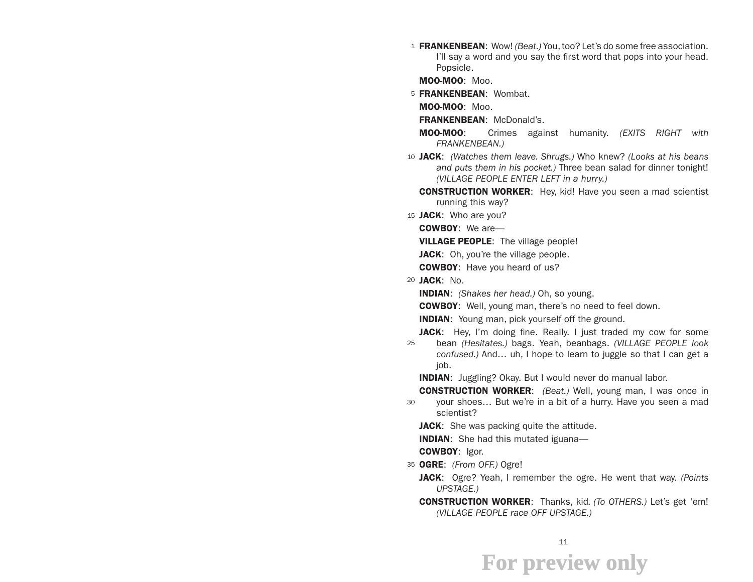**FRANKENBEAN**: Wow! *(Beat.)* You, too? Let's do some free association. I'll say a word and you say the first word that pops into your head. Popsicle.

**MOO-MOO**: Moo.

**FRANKENBEAN**: Wombat.

**MOO-MOO**: Moo.

**FRANKENBEAN**: McDonald's.

**MOO-MOO**: Crimes against humanity. *(EXITS RIGHT with FRANKENBEAN.)*

**JACK**: *(Watches them leave. Shrugs.)* Who knew? *(Looks at his beans and puts them in his pocket.)* Three bean salad for dinner tonight! *(VILLAGE PEOPLE ENTER LEFT in a hurry.)*

**CONSTRUCTION WORKER**: Hey, kid! Have you seen a mad scientist running this way?

**JACK**: Who are you?

**COWBOY**: We are—

**VILLAGE PEOPLE**: The village people!

**JACK**: Oh, you're the village people.

**COWBOY**: Have you heard of us?

**JACK**: No.

**INDIAN**: *(Shakes her head.)* Oh, so young.

**COWBOY**: Well, young man, there's no need to feel down.

**INDIAN**: Young man, pick yourself off the ground.

**JACK**: Hey, I'm doing fine. Really. I just traded my cow for some bean *(Hesitates.)* bags. Yeah, beanbags. *(VILLAGE PEOPLE look confused.)* And… uh, I hope to learn to juggle so that I can get a job.

**INDIAN**: Juggling? Okay. But I would never do manual labor.

**CONSTRUCTION WORKER**: *(Beat.)* Well, young man, I was once in your shoes… But we're in a bit of a hurry. Have you seen a mad scientist?

**JACK**: She was packing quite the attitude.

**INDIAN**: She had this mutated iguana—

**COWBOY**: Igor.

**OGRE**: *(From OFF.)* Ogre!

**JACK**: Ogre? Yeah, I remember the ogre. He went that way. *(Points UPSTAGE.)*

**CONSTRUCTION WORKER**: Thanks, kid. *(To OTHERS.)* Let's get 'em! *(VILLAGE PEOPLE race OFF UPSTAGE.)*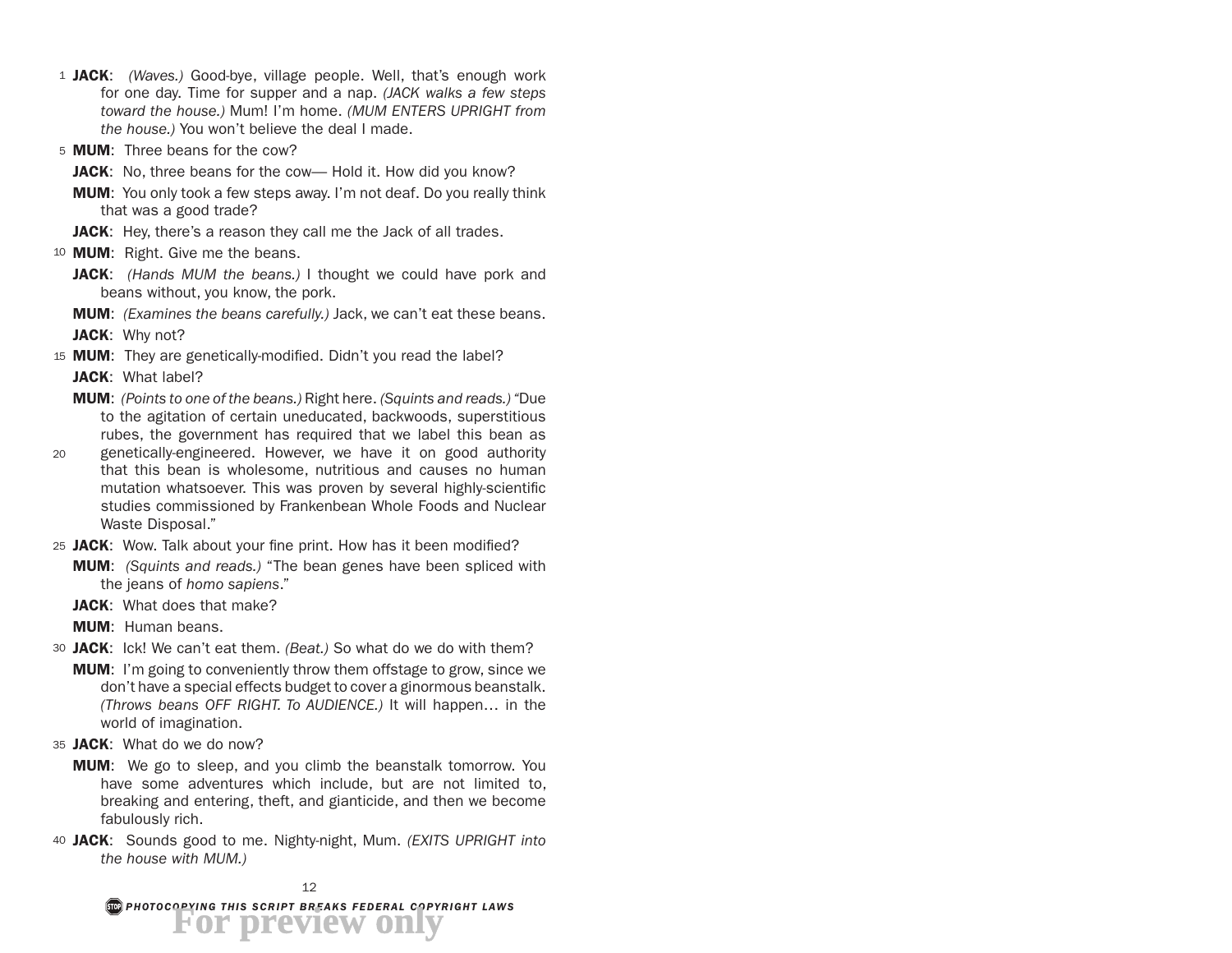**JACK**: *(Waves.)* Good-bye, village people. Well, that's enough work for one day. Time for supper and a nap. *(JACK walks a few steps toward the house.)* Mum! I'm home. *(MUM ENTERS UPRIGHT from the house.)* You won't believe the deal I made.

**MUM**: Three beans for the cow?

**JACK**: No, three beans for the cow— Hold it. How did you know?

**MUM**: You only took a few steps away. I'm not deaf. Do you really think that was a good trade?

**JACK**: Hey, there's a reason they call me the Jack of all trades.

**MUM**: Right. Give me the beans.

**JACK**: *(Hands MUM the beans.)* I thought we could have pork and beans without, you know, the pork.

**MUM**: *(Examines the beans carefully.)* Jack, we can't eat these beans.

**JACK**: Why not?

**MUM**: They are genetically-modified. Didn't you read the label?

**JACK**: What label?

**MUM**: *(Points to one of the beans.)* Right here. *(Squints and reads.)* "Due to the agitation of certain uneducated, backwoods, superstitious rubes, the government has required that we label this bean as genetically-engineered. However, we have it on good authority that this bean is wholesome, nutritious and causes no human mutation whatsoever. This was proven by several highly-scientific studies commissioned by Frankenbean Whole Foods and Nuclear Waste Disposal."

**JACK**: Wow. Talk about your fine print. How has it been modified?

**MUM**: *(Squints and reads.)* "The bean genes have been spliced with the jeans of *homo sapiens*."

**JACK**: What does that make?

**MUM**: Human beans.

**JACK**: Ick! We can't eat them. *(Beat.)* So what do we do with them?

**MUM**: I'm going to conveniently throw them offstage to grow, since we don't have a special effects budget to cover a ginormous beanstalk. *(Throws beans OFF RIGHT. To AUDIENCE.)* It will happen… in the world of imagination.

**JACK**: What do we do now?

**MUM**: We go to sleep, and you climb the beanstalk tomorrow. You have some adventures which include, but are not limited to, breaking and entering, theft, and gianticide, and then we become fabulously rich.

**JACK**: Sounds good to me. Nighty-night, Mum. *(EXITS UPRIGHT into the house with MUM.)*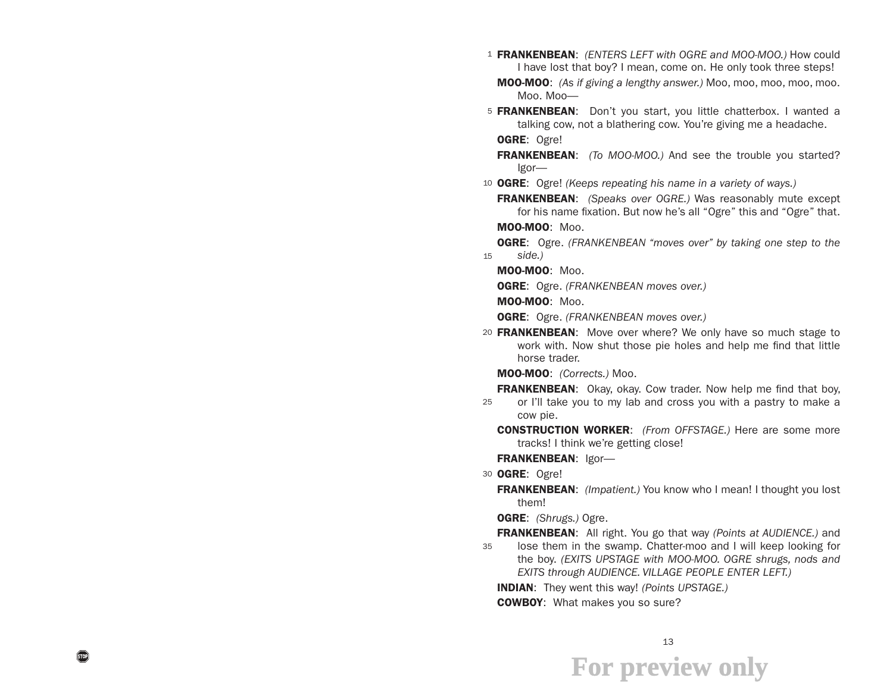**FRANKENBEAN**: *(ENTERS LEFT with OGRE and MOO-MOO.)* How could I have lost that boy? I mean, come on. He only took three steps!

**MOO-MOO**: *(As if giving a lengthy answer.)* Moo, moo, moo, moo, moo. Moo. Moo—

**FRANKENBEAN**: Don't you start, you little chatterbox. I wanted a talking cow, not a blathering cow. You're giving me a headache.

**OGRE**: Ogre!

**FRANKENBEAN**: *(To MOO-MOO.)* And see the trouble you started? Igor—

**OGRE**: Ogre! *(Keeps repeating his name in a variety of ways.)*

**FRANKENBEAN**: *(Speaks over OGRE.)* Was reasonably mute except for his name fixation. But now he's all "Ogre" this and "Ogre" that.

**MOO-MOO**: Moo.

**OGRE**: Ogre. *(FRANKENBEAN "moves over" by taking one step to the side.)*

**MOO-MOO**: Moo.

**OGRE**: Ogre. *(FRANKENBEAN moves over.)*

**MOO-MOO**: Moo.

**OGRE**: Ogre. *(FRANKENBEAN moves over.)*

**FRANKENBEAN**: Move over where? We only have so much stage to work with. Now shut those pie holes and help me find that little horse trader.

**MOO-MOO**: *(Corrects.)* Moo.

**FRANKENBEAN**: Okay, okay. Cow trader. Now help me find that boy, or I'll take you to my lab and cross you with a pastry to make a cow pie.

**CONSTRUCTION WORKER**: *(From OFFSTAGE.)* Here are some more tracks! I think we're getting close!

**FRANKENBEAN**: Igor—

**OGRE**: Ogre!

**FRANKENBEAN**: *(Impatient.)* You know who I mean! I thought you lost them!

**OGRE**: *(Shrugs.)* Ogre.

**FRANKENBEAN**: All right. You go that way *(Points at AUDIENCE.)* and lose them in the swamp. Chatter-moo and I will keep looking for the boy. *(EXITS UPSTAGE with MOO-MOO. OGRE shrugs, nods and EXITS through AUDIENCE. VILLAGE PEOPLE ENTER LEFT.)*

**INDIAN**: They went this way! *(Points UPSTAGE.)*

**COWBOY**: What makes you so sure?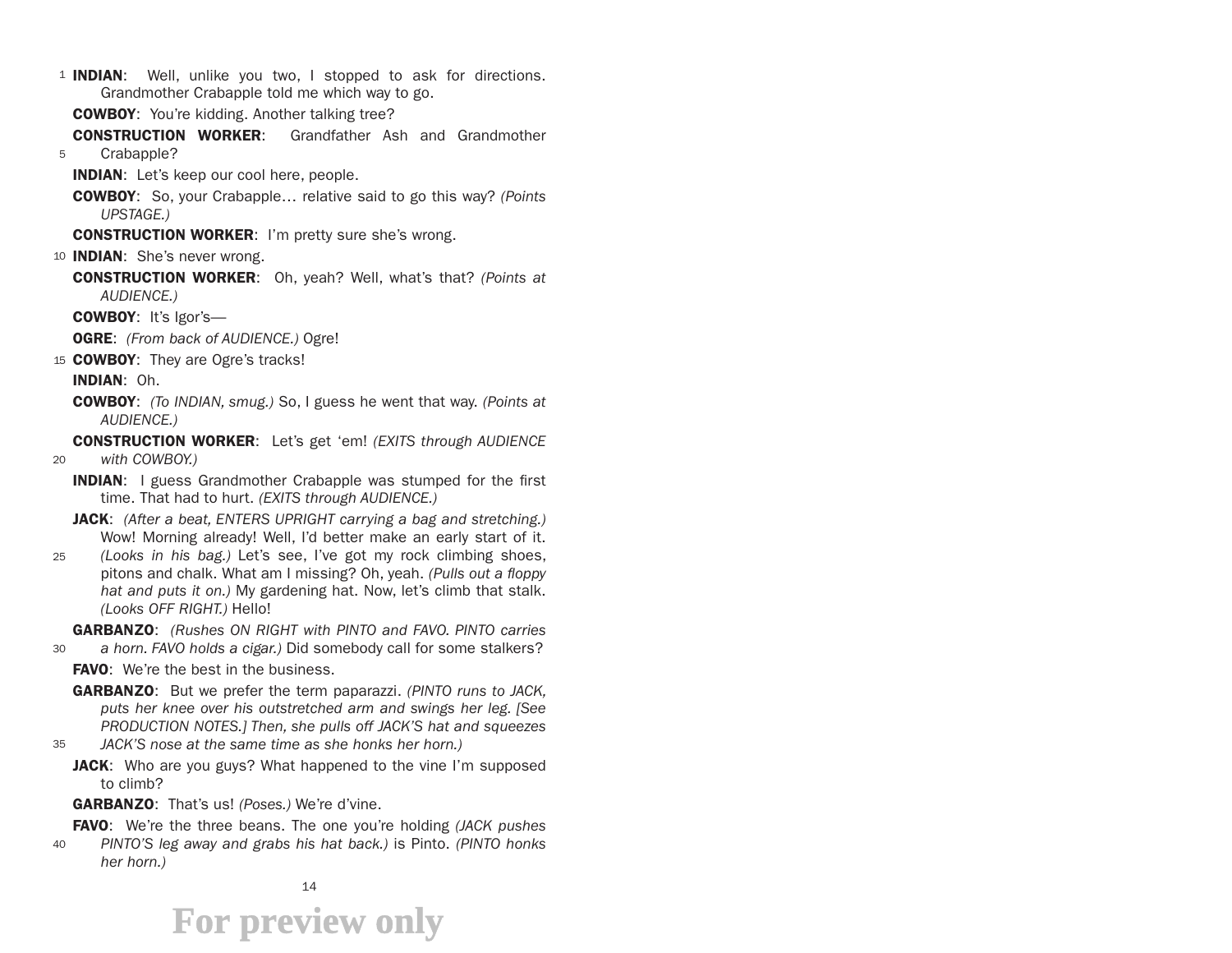**INDIAN**: Well, unlike you two, I stopped to ask for directions. Grandmother Crabapple told me which way to go.

**COWBOY**: You're kidding. Another talking tree?

**CONSTRUCTION WORKER**: Grandfather Ash and Grandmother Crabapple?

**INDIAN**: Let's keep our cool here, people.

**COWBOY**: So, your Crabapple… relative said to go this way? *(Points UPSTAGE.)*

**CONSTRUCTION WORKER**: I'm pretty sure she's wrong.

**INDIAN**: She's never wrong.

**CONSTRUCTION WORKER**: Oh, yeah? Well, what's that? *(Points at AUDIENCE.)*

**COWBOY**: It's Igor's—

**OGRE**: *(From back of AUDIENCE.)* Ogre!

**COWBOY**: They are Ogre's tracks!

**INDIAN**: Oh.

**COWBOY**: *(To INDIAN, smug.)* So, I guess he went that way. *(Points at AUDIENCE.)*

**CONSTRUCTION WORKER**: Let's get 'em! *(EXITS through AUDIENCE with COWBOY.)*

**INDIAN**: I guess Grandmother Crabapple was stumped for the first time. That had to hurt. *(EXITS through AUDIENCE.)*

**JACK**: *(After a beat, ENTERS UPRIGHT carrying a bag and stretching.)* Wow! Morning already! Well, I'd better make an early start of it. *(Looks in his bag.)* Let's see, I've got my rock climbing shoes, pitons and chalk. What am I missing? Oh, yeah. *(Pulls out a floppy hat and puts it on.)* My gardening hat. Now, let's climb that stalk. *(Looks OFF RIGHT.)* Hello!

**GARBANZO**: *(Rushes ON RIGHT with PINTO and FAVO. PINTO carries a horn. FAVO holds a cigar.)* Did somebody call for some stalkers?

**FAVO**: We're the best in the business.

**GARBANZO**: But we prefer the term paparazzi. *(PINTO runs to JACK, puts her knee over his outstretched arm and swings her leg. [See PRODUCTION NOTES.] Then, she pulls off JACK'S hat and squeezes JACK'S nose at the same time as she honks her horn.)*

**JACK**: Who are you guys? What happened to the vine I'm supposed to climb?

**GARBANZO**: That's us! *(Poses.)* We're d'vine.

**FAVO**: We're the three beans. The one you're holding *(JACK pushes PINTO'S leg away and grabs his hat back.)* is Pinto. *(PINTO honks her horn.)*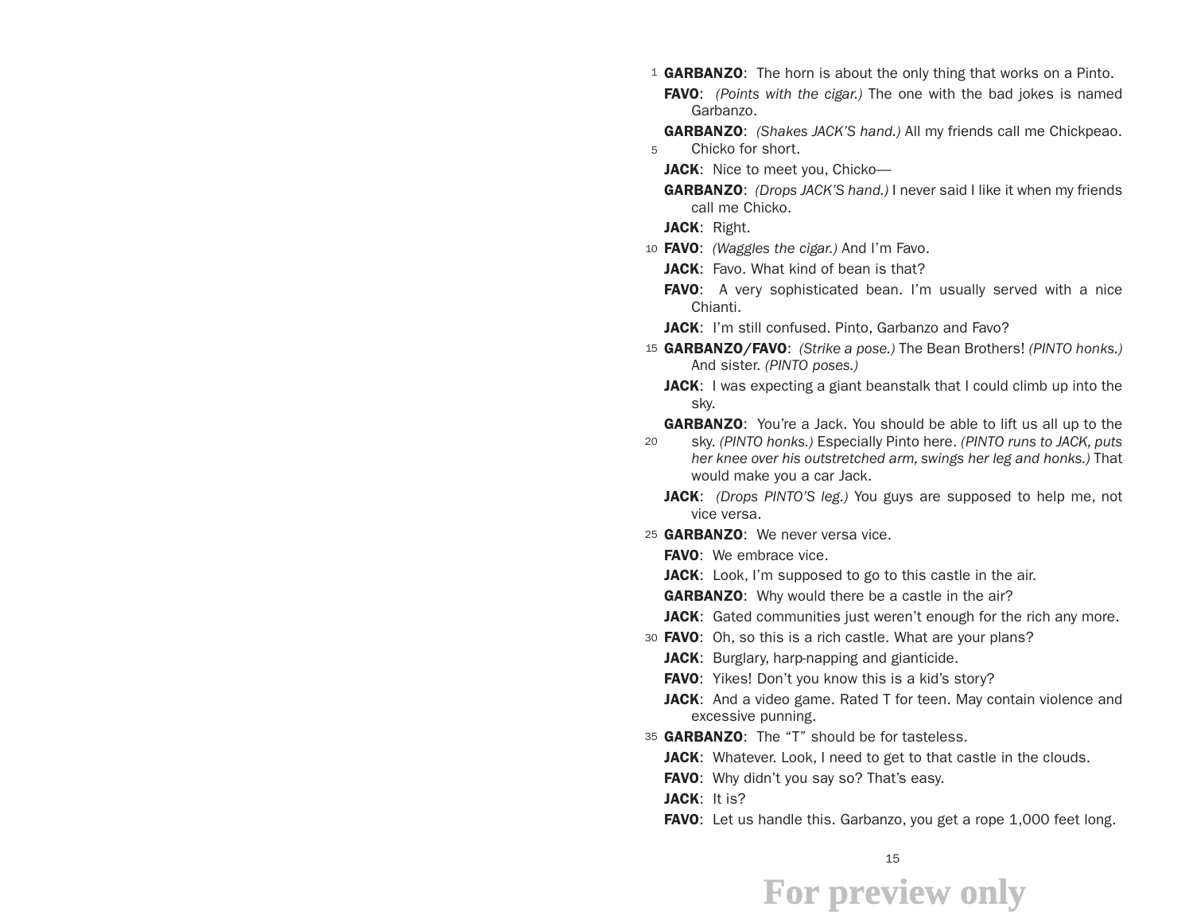**GARBANZO**: The horn is about the only thing that works on a Pinto.

**FAVO**: *(Points with the cigar.)* The one with the bad jokes is named Garbanzo.

**GARBANZO**: *(Shakes JACK'S hand.)* All my friends call me Chickpeao. Chicko for short.

**JACK**: Nice to meet you, Chicko—

**GARBANZO**: *(Drops JACK'S hand.)* I never said I like it when my friends call me Chicko.

**JACK**: Right.

**FAVO**: *(Waggles the cigar.)* And I'm Favo.

**JACK**: Favo. What kind of bean is that?

**FAVO**: A very sophisticated bean. I'm usually served with a nice Chianti.

**JACK**: I'm still confused. Pinto, Garbanzo and Favo?

**GARBANZO/FAVO**: *(Strike a pose.)* The Bean Brothers! *(PINTO honks.)* And sister. *(PINTO poses.)*

**JACK**: I was expecting a giant beanstalk that I could climb up into the sky.

**GARBANZO**: You're a Jack. You should be able to lift us all up to the sky. *(PINTO honks.)* Especially Pinto here. *(PINTO runs to JACK, puts her knee over his outstretched arm, swings her leg and honks.)* That would make you a car Jack.

**JACK**: *(Drops PINTO'S leg.)* You guys are supposed to help me, not vice versa.

**GARBANZO**: We never versa vice.

**FAVO**: We embrace vice.

**JACK**: Look, I'm supposed to go to this castle in the air.

**GARBANZO**: Why would there be a castle in the air?

**JACK**: Gated communities just weren't enough for the rich any more.

**FAVO**: Oh, so this is a rich castle. What are your plans?

**JACK**: Burglary, harp-napping and gianticide.

**FAVO**: Yikes! Don't you know this is a kid's story?

**JACK**: And a video game. Rated T for teen. May contain violence and excessive punning.

**GARBANZO**: The "T" should be for tasteless.

**JACK**: Whatever. Look, I need to get to that castle in the clouds.

**FAVO**: Why didn't you say so? That's easy.

**JACK**: It is?

**FAVO**: Let us handle this. Garbanzo, you get a rope 1,000 feet long.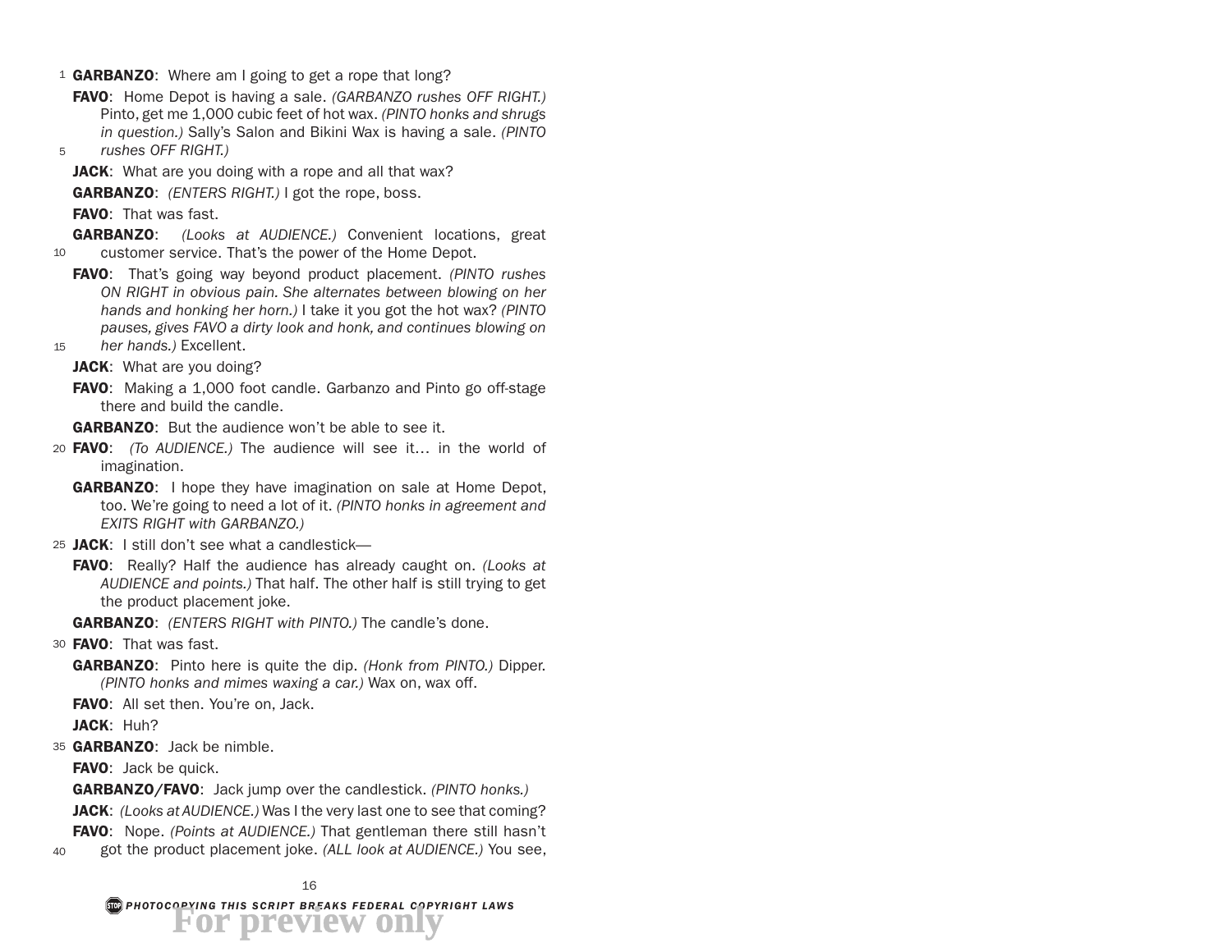**GARBANZO**: Where am I going to get a rope that long?

**FAVO**: Home Depot is having a sale. *(GARBANZO rushes OFF RIGHT.)* Pinto, get me 1,000 cubic feet of hot wax. *(PINTO honks and shrugs in question.)* Sally's Salon and Bikini Wax is having a sale. *(PINTO rushes OFF RIGHT.)*

**JACK**: What are you doing with a rope and all that wax?

**GARBANZO**: *(ENTERS RIGHT.)* I got the rope, boss.

**FAVO**: That was fast.

**GARBANZO**: *(Looks at AUDIENCE.)* Convenient locations, great customer service. That's the power of the Home Depot.

**FAVO**: That's going way beyond product placement. *(PINTO rushes ON RIGHT in obvious pain. She alternates between blowing on her hands and honking her horn.)* I take it you got the hot wax? *(PINTO pauses, gives FAVO a dirty look and honk, and continues blowing on her hands.)* Excellent.

**JACK**: What are you doing?

**FAVO**: Making a 1,000 foot candle. Garbanzo and Pinto go off-stage there and build the candle.

**GARBANZO**: But the audience won't be able to see it.

**FAVO**: *(To AUDIENCE.)* The audience will see it… in the world of imagination.

**GARBANZO**: I hope they have imagination on sale at Home Depot, too. We're going to need a lot of it. *(PINTO honks in agreement and EXITS RIGHT with GARBANZO.)*

**JACK**: I still don't see what a candlestick—

**FAVO**: Really? Half the audience has already caught on. *(Looks at AUDIENCE and points.)* That half. The other half is still trying to get the product placement joke.

**GARBANZO**: *(ENTERS RIGHT with PINTO.)* The candle's done.

**FAVO**: That was fast.

**GARBANZO**: Pinto here is quite the dip. *(Honk from PINTO.)* Dipper. *(PINTO honks and mimes waxing a car.)* Wax on, wax off.

**FAVO**: All set then. You're on, Jack.

**JACK**: Huh?

**GARBANZO**: Jack be nimble.

**FAVO**: Jack be quick.

**GARBANZO/FAVO**: Jack jump over the candlestick. *(PINTO honks.)*

**JACK**: *(Looks at AUDIENCE.)* Was I the very last one to see that coming?

**FAVO**: Nope. *(Points at AUDIENCE.)* That gentleman there still hasn't got the product placement joke. *(ALL look at AUDIENCE.)* You see,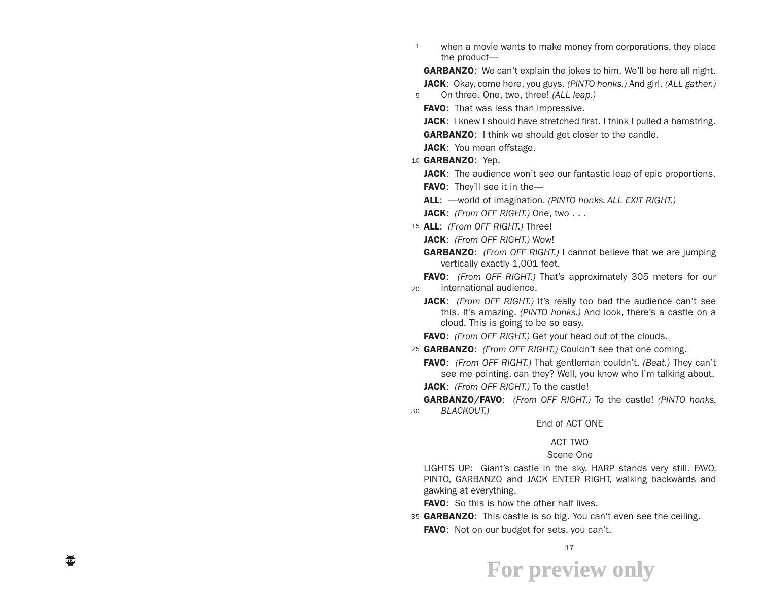when a movie wants to make money from corporations, they place the product—

**GARBANZO**: We can't explain the jokes to him. We'll be here all night.

**JACK**: Okay, come here, you guys. *(PINTO honks.)* And girl. *(ALL gather.)* On three. One, two, three! *(ALL leap.)*

**FAVO**: That was less than impressive.

**JACK**: I knew I should have stretched first. I think I pulled a hamstring.

**GARBANZO**: I think we should get closer to the candle.

**JACK**: You mean offstage.

**GARBANZO**: Yep.

**JACK**: The audience won't see our fantastic leap of epic proportions.

**FAVO**: They'll see it in the—

**ALL**: —world of imagination. *(PINTO honks. ALL EXIT RIGHT.)*

**JACK**: *(From OFF RIGHT.)* One, two . . .

**ALL**: *(From OFF RIGHT.)* Three!

**JACK**: *(From OFF RIGHT.)* Wow!

**GARBANZO**: *(From OFF RIGHT.)* I cannot believe that we are jumping vertically exactly 1,001 feet.

**FAVO**: *(From OFF RIGHT.)* That's approximately 305 meters for our international audience.

**JACK**: *(From OFF RIGHT.)* It's really too bad the audience can't see this. It's amazing. *(PINTO honks.)* And look, there's a castle on a cloud. This is going to be so easy.

**FAVO**: *(From OFF RIGHT.)* Get your head out of the clouds.

**GARBANZO**: *(From OFF RIGHT.)* Couldn't see that one coming.

**FAVO**: *(From OFF RIGHT.)* That gentleman couldn't. *(Beat.)* They can't see me pointing, can they? Well, you know who I'm talking about.

**JACK**: *(From OFF RIGHT.)* To the castle!

**GARBANZO/FAVO**: *(From OFF RIGHT.)* To the castle! *(PINTO honks. BLACKOUT.)*

End of ACT ONE

## ACT TWO

### Scene One

LIGHTS UP: Giant's castle in the sky. HARP stands very still. FAVO, PINTO, GARBANZO and JACK ENTER RIGHT, walking backwards and gawking at everything.

**FAVO**: So this is how the other half lives.

**GARBANZO**: This castle is so big. You can't even see the ceiling.

**FAVO**: Not on our budget for sets, you can't.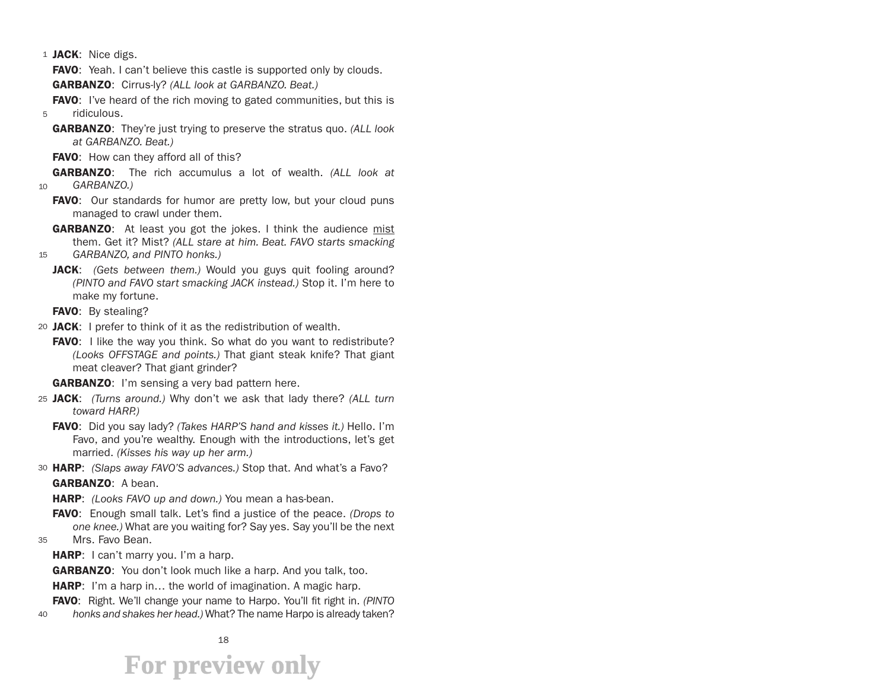**JACK**: Nice digs.

**FAVO**: Yeah. I can't believe this castle is supported only by clouds.

**GARBANZO**: Cirrus-ly? *(ALL look at GARBANZO. Beat.)*

**FAVO**: I've heard of the rich moving to gated communities, but this is ridiculous.

**GARBANZO**: They're just trying to preserve the stratus quo. *(ALL look at GARBANZO. Beat.)*

**FAVO**: How can they afford all of this?

**GARBANZO**: The rich accumulus a lot of wealth. *(ALL look at GARBANZO.)*

**FAVO**: Our standards for humor are pretty low, but your cloud puns managed to crawl under them.

**GARBANZO**: At least you got the jokes. I think the audience <u>mist</u> them. Get it? Mist? *(ALL stare at him. Beat. FAVO starts smacking GARBANZO, and PINTO honks.)*

**JACK**: *(Gets between them.)* Would you guys quit fooling around? *(PINTO and FAVO start smacking JACK instead.)* Stop it. I'm here to make my fortune.

**FAVO**: By stealing?

**JACK**: I prefer to think of it as the redistribution of wealth.

**FAVO**: I like the way you think. So what do you want to redistribute? *(Looks OFFSTAGE and points.)* That giant steak knife? That giant meat cleaver? That giant grinder?

**GARBANZO**: I'm sensing a very bad pattern here.

**JACK**: *(Turns around.)* Why don't we ask that lady there? *(ALL turn toward HARP.)*

**FAVO**: Did you say lady? *(Takes HARP'S hand and kisses it.)* Hello. I'm Favo, and you're wealthy. Enough with the introductions, let's get married. *(Kisses his way up her arm.)*

**HARP**: *(Slaps away FAVO'S advances.)* Stop that. And what's a Favo?

**GARBANZO**: A bean.

**HARP**: *(Looks FAVO up and down.)* You mean a has-bean.

**FAVO**: Enough small talk. Let's find a justice of the peace. *(Drops to one knee.)* What are you waiting for? Say yes. Say you'll be the next Mrs. Favo Bean.

**HARP**: I can't marry you. I'm a harp.

**GARBANZO**: You don't look much like a harp. And you talk, too.

**HARP**: I'm a harp in… the world of imagination. A magic harp.

**FAVO**: Right. We'll change your name to Harpo. You'll fit right in. *(PINTO honks and shakes her head.)* What? The name Harpo is already taken?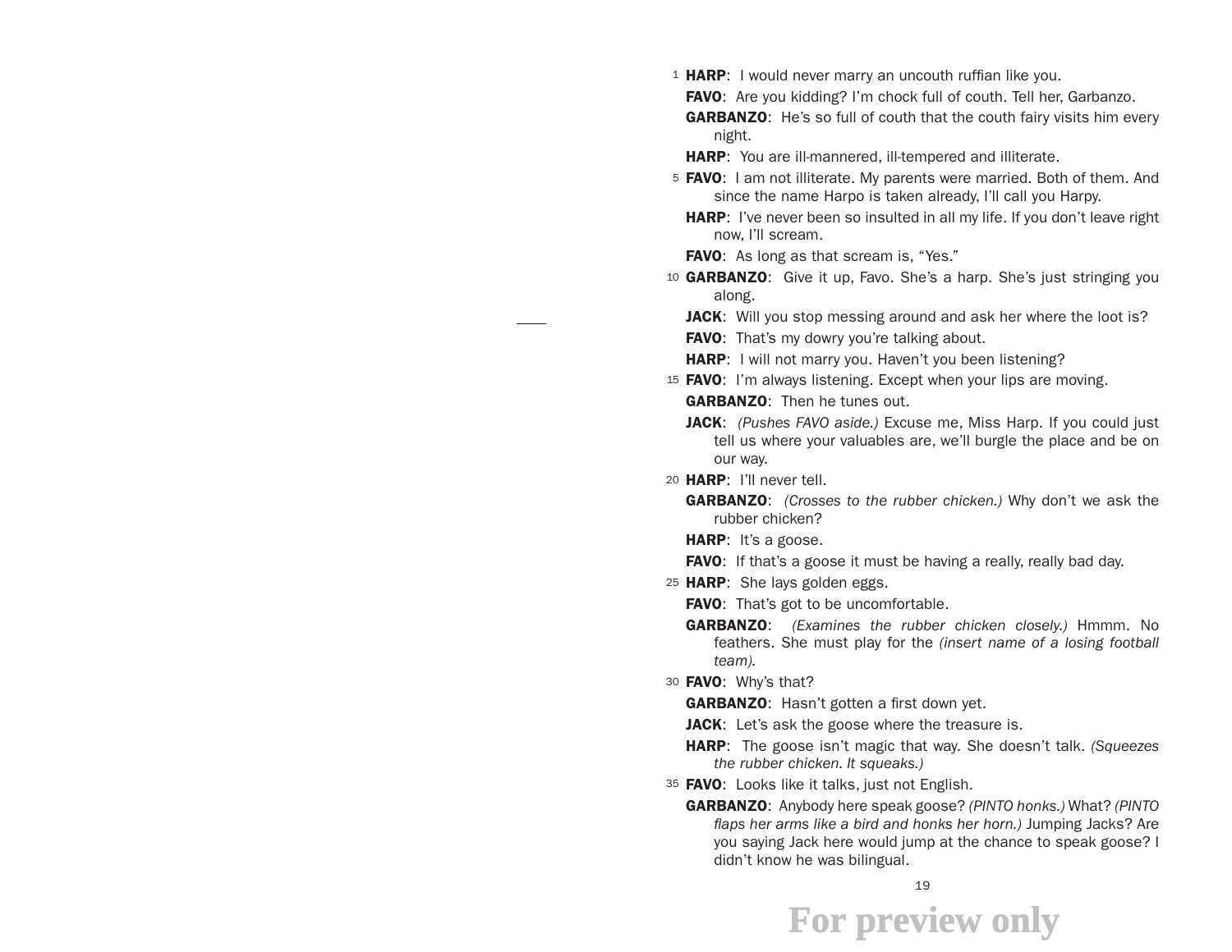**HARP**: I would never marry an uncouth ruffian like you.

**FAVO**: Are you kidding? I'm chock full of couth. Tell her, Garbanzo.

**GARBANZO**: He's so full of couth that the couth fairy visits him every night.

**HARP**: You are ill-mannered, ill-tempered and illiterate.

**FAVO**: I am not illiterate. My parents were married. Both of them. And since the name Harpo is taken already, I'll call you Harpy.

**HARP**: I've never been so insulted in all my life. If you don't leave right now, I'll scream.

**FAVO**: As long as that scream is, "Yes."

**GARBANZO**: Give it up, Favo. She's a harp. She's just stringing you along.

**JACK**: Will you stop messing around and ask her where the loot is?

**FAVO**: That's my dowry you're talking about.

**HARP**: I will not marry you. Haven't you been listening?

**FAVO**: I'm always listening. Except when your lips are moving.

**GARBANZO**: Then he tunes out.

**JACK**: *(Pushes FAVO aside.)* Excuse me, Miss Harp. If you could just tell us where your valuables are, we'll burgle the place and be on our way.

**HARP**: I'll never tell.

**GARBANZO**: *(Crosses to the rubber chicken.)* Why don't we ask the rubber chicken?

**HARP**: It's a goose.

**FAVO**: If that's a goose it must be having a really, really bad day.

**HARP**: She lays golden eggs.

**FAVO**: That's got to be uncomfortable.

**GARBANZO**: *(Examines the rubber chicken closely.)* Hmmm. No feathers. She must play for the *(insert name of a losing football team).*

**FAVO**: Why's that?

**GARBANZO**: Hasn't gotten a first down yet.

**JACK**: Let's ask the goose where the treasure is.

**HARP**: The goose isn't magic that way. She doesn't talk. *(Squeezes the rubber chicken. It squeaks.)*

**FAVO**: Looks like it talks, just not English.

**GARBANZO**: Anybody here speak goose? *(PINTO honks.)* What? *(PINTO flaps her arms like a bird and honks her horn.)* Jumping Jacks? Are you saying Jack here would jump at the chance to speak goose? I didn't know he was bilingual.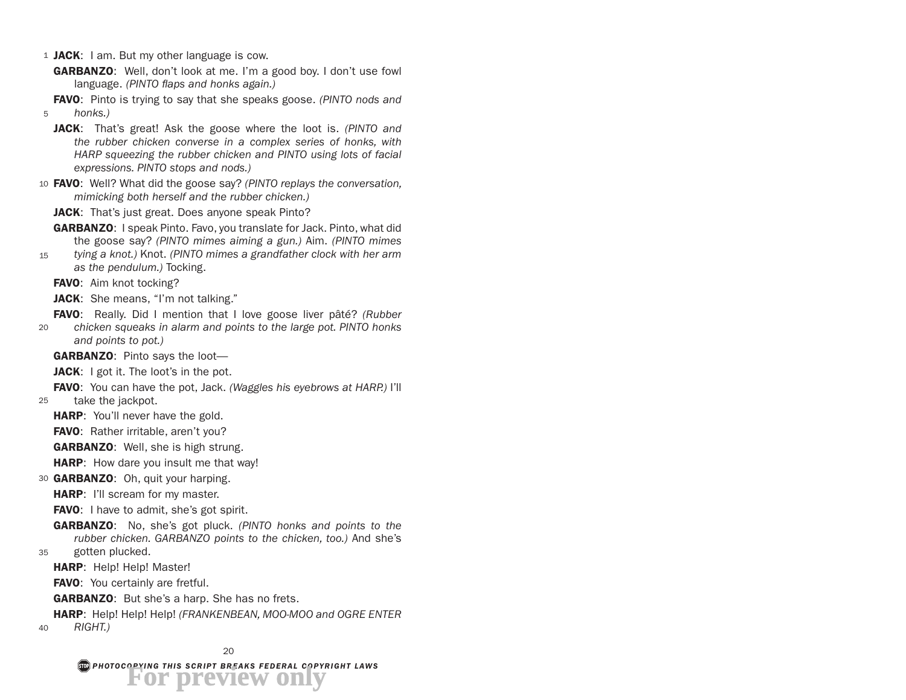**JACK**: I am. But my other language is cow.

**GARBANZO**: Well, don't look at me. I'm a good boy. I don't use fowl language. *(PINTO flaps and honks again.)*

**FAVO**: Pinto is trying to say that she speaks goose. *(PINTO nods and honks.)*

**JACK**: That's great! Ask the goose where the loot is. *(PINTO and the rubber chicken converse in a complex series of honks, with HARP squeezing the rubber chicken and PINTO using lots of facial expressions. PINTO stops and nods.)*

**FAVO**: Well? What did the goose say? *(PINTO replays the conversation, mimicking both herself and the rubber chicken.)*

**JACK**: That's just great. Does anyone speak Pinto?

**GARBANZO**: I speak Pinto. Favo, you translate for Jack. Pinto, what did the goose say? *(PINTO mimes aiming a gun.)* Aim. *(PINTO mimes tying a knot.)* Knot. *(PINTO mimes a grandfather clock with her arm as the pendulum.)* Tocking.

**FAVO**: Aim knot tocking?

**JACK**: She means, "I'm not talking."

**FAVO**: Really. Did I mention that I love goose liver pâté? *(Rubber chicken squeaks in alarm and points to the large pot. PINTO honks and points to pot.)*

**GARBANZO**: Pinto says the loot—

**JACK**: I got it. The loot's in the pot.

**FAVO**: You can have the pot, Jack. *(Waggles his eyebrows at HARP.)* I'll take the jackpot.

**HARP**: You'll never have the gold.

**FAVO**: Rather irritable, aren't you?

**GARBANZO**: Well, she is high strung.

**HARP**: How dare you insult me that way!

**GARBANZO**: Oh, quit your harping.

**HARP**: I'll scream for my master.

**FAVO**: I have to admit, she's got spirit.

**GARBANZO**: No, she's got pluck. *(PINTO honks and points to the rubber chicken. GARBANZO points to the chicken, too.)* And she's gotten plucked.

**HARP**: Help! Help! Master!

**FAVO**: You certainly are fretful.

**GARBANZO**: But she's a harp. She has no frets.

**HARP**: Help! Help! Help! *(FRANKENBEAN, MOO-MOO and OGRE ENTER RIGHT.)*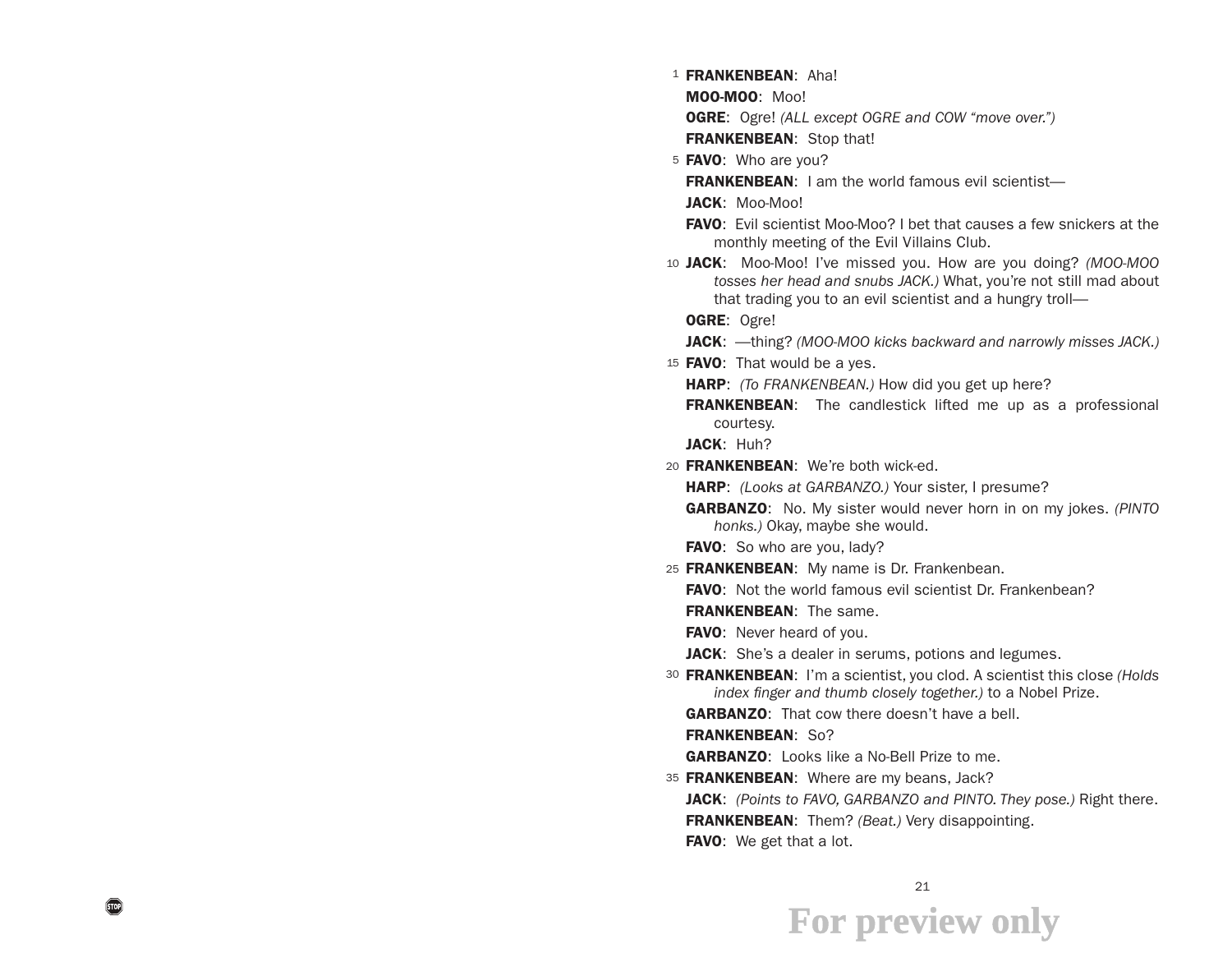**FRANKENBEAN**: Aha!

**MOO-MOO**: Moo!

**OGRE**: Ogre! *(ALL except OGRE and COW "move over.")*

**FRANKENBEAN**: Stop that!

**FAVO**: Who are you?

**FRANKENBEAN**: I am the world famous evil scientist—

**JACK**: Moo-Moo!

**FAVO**: Evil scientist Moo-Moo? I bet that causes a few snickers at the monthly meeting of the Evil Villains Club.

**JACK**: Moo-Moo! I've missed you. How are you doing? *(MOO-MOO tosses her head and snubs JACK.)* What, you're not still mad about that trading you to an evil scientist and a hungry troll—

**OGRE**: Ogre!

**JACK**: —thing? *(MOO-MOO kicks backward and narrowly misses JACK.)*

**FAVO**: That would be a yes.

**HARP**: *(To FRANKENBEAN.)* How did you get up here?

**FRANKENBEAN**: The candlestick lifted me up as a professional courtesy.

**JACK**: Huh?

**FRANKENBEAN**: We're both wick-ed.

**HARP**: *(Looks at GARBANZO.)* Your sister, I presume?

**GARBANZO**: No. My sister would never horn in on my jokes. *(PINTO honks.)* Okay, maybe she would.

**FAVO**: So who are you, lady?

**FRANKENBEAN**: My name is Dr. Frankenbean.

**FAVO**: Not the world famous evil scientist Dr. Frankenbean?

**FRANKENBEAN**: The same.

**FAVO**: Never heard of you.

**JACK**: She's a dealer in serums, potions and legumes.

**FRANKENBEAN**: I'm a scientist, you clod. A scientist this close *(Holds index finger and thumb closely together.)* to a Nobel Prize.

**GARBANZO**: That cow there doesn't have a bell.

**FRANKENBEAN**: So?

**GARBANZO**: Looks like a No-Bell Prize to me.

**FRANKENBEAN**: Where are my beans, Jack?

**JACK**: *(Points to FAVO, GARBANZO and PINTO. They pose.)* Right there.

**FRANKENBEAN**: Them? *(Beat.)* Very disappointing.

**FAVO**: We get that a lot.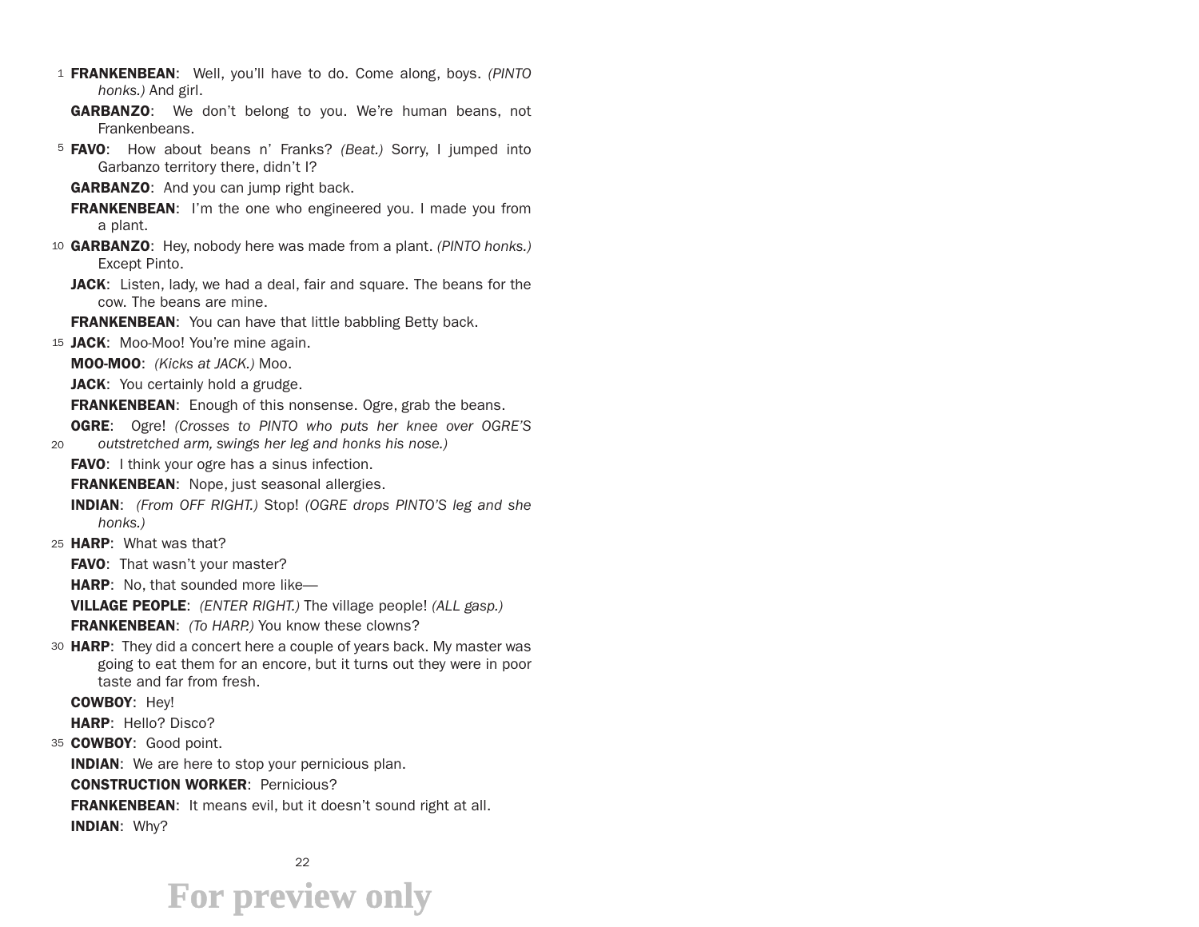**FRANKENBEAN**: Well, you'll have to do. Come along, boys. *(PINTO honks.)* And girl.

**GARBANZO**: We don't belong to you. We're human beans, not Frankenbeans.

**FAVO**: How about beans n' Franks? *(Beat.)* Sorry, I jumped into Garbanzo territory there, didn't I?

**GARBANZO**: And you can jump right back.

**FRANKENBEAN**: I'm the one who engineered you. I made you from a plant.

**GARBANZO**: Hey, nobody here was made from a plant. *(PINTO honks.)* Except Pinto.

**JACK**: Listen, lady, we had a deal, fair and square. The beans for the cow. The beans are mine.

**FRANKENBEAN**: You can have that little babbling Betty back.

**JACK**: Moo-Moo! You're mine again.

**MOO-MOO**: *(Kicks at JACK.)* Moo.

**JACK**: You certainly hold a grudge.

**FRANKENBEAN**: Enough of this nonsense. Ogre, grab the beans.

**OGRE**: Ogre! *(Crosses to PINTO who puts her knee over OGRE'S outstretched arm, swings her leg and honks his nose.)*

**FAVO**: I think your ogre has a sinus infection.

**FRANKENBEAN**: Nope, just seasonal allergies.

**INDIAN**: *(From OFF RIGHT.)* Stop! *(OGRE drops PINTO'S leg and she honks.)*

**HARP**: What was that?

**FAVO**: That wasn't your master?

**HARP**: No, that sounded more like—

**VILLAGE PEOPLE**: *(ENTER RIGHT.)* The village people! *(ALL gasp.)*

**FRANKENBEAN**: *(To HARP.)* You know these clowns?

**HARP**: They did a concert here a couple of years back. My master was going to eat them for an encore, but it turns out they were in poor taste and far from fresh.

**COWBOY**: Hey!

**HARP**: Hello? Disco?

**COWBOY**: Good point.

**INDIAN**: We are here to stop your pernicious plan.

**CONSTRUCTION WORKER**: Pernicious?

**FRANKENBEAN**: It means evil, but it doesn't sound right at all.

**INDIAN**: Why?

For preview only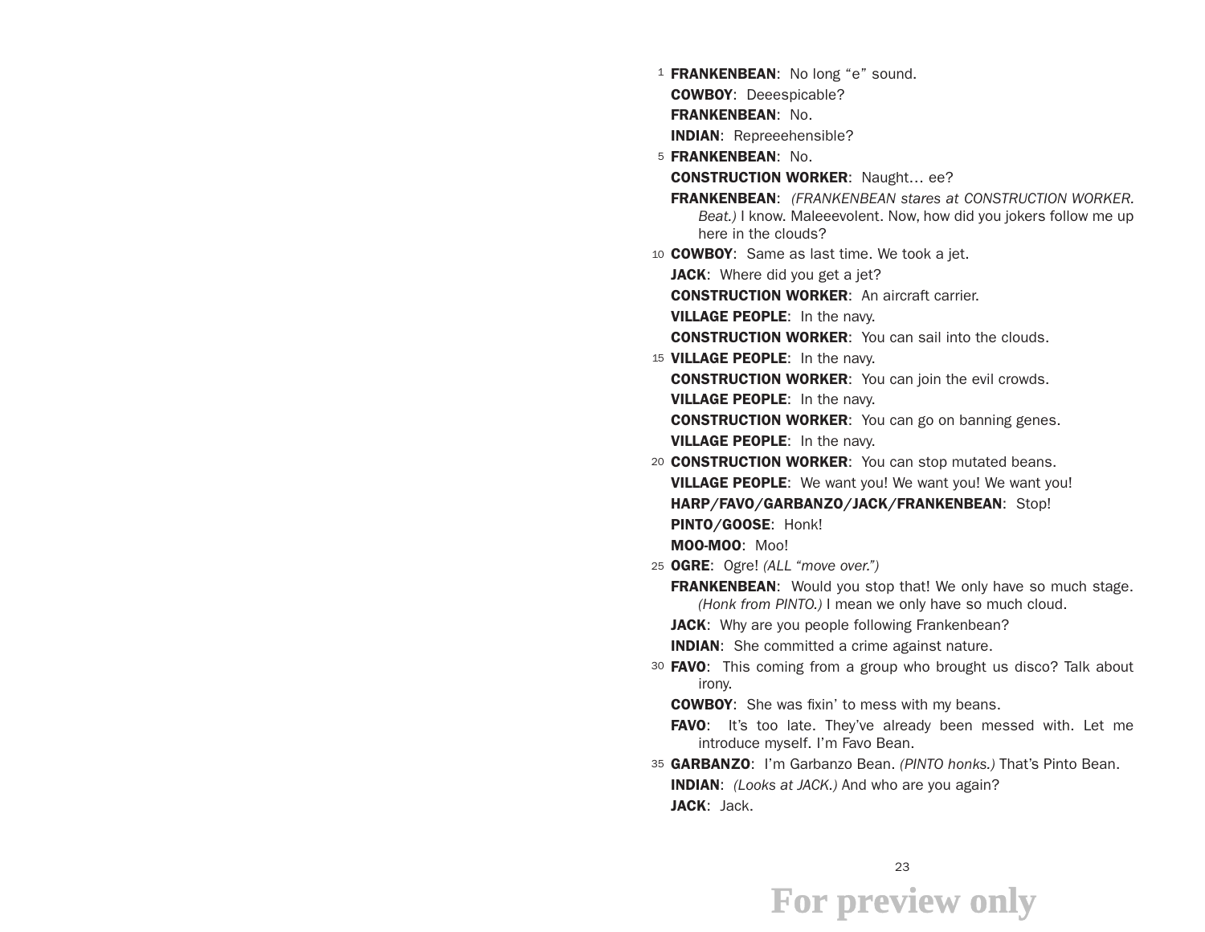**FRANKENBEAN**: No long "e" sound.

**COWBOY**: Deeespicable?

**FRANKENBEAN**: No.

**INDIAN**: Repreeehensible?

**FRANKENBEAN**: No.

**CONSTRUCTION WORKER**: Naught… ee?

**FRANKENBEAN**: *(FRANKENBEAN stares at CONSTRUCTION WORKER. Beat.)* I know. Maleeevolent. Now, how did you jokers follow me up here in the clouds?

**COWBOY**: Same as last time. We took a jet.

**JACK**: Where did you get a jet?

**CONSTRUCTION WORKER**: An aircraft carrier.

**VILLAGE PEOPLE**: In the navy.

**CONSTRUCTION WORKER**: You can sail into the clouds.

**VILLAGE PEOPLE**: In the navy.

**CONSTRUCTION WORKER**: You can join the evil crowds.

**VILLAGE PEOPLE**: In the navy.

**CONSTRUCTION WORKER**: You can go on banning genes.

**VILLAGE PEOPLE**: In the navy.

**CONSTRUCTION WORKER**: You can stop mutated beans.

**VILLAGE PEOPLE**: We want you! We want you! We want you!

**HARP/FAVO/GARBANZO/JACK/FRANKENBEAN**: Stop!

**PINTO/GOOSE**: Honk!

**MOO-MOO**: Moo!

**OGRE**: Ogre! *(ALL "move over.")*

**FRANKENBEAN**: Would you stop that! We only have so much stage. *(Honk from PINTO.)* I mean we only have so much cloud.

**JACK**: Why are you people following Frankenbean?

**INDIAN**: She committed a crime against nature.

**FAVO**: This coming from a group who brought us disco? Talk about irony.

**COWBOY**: She was fixin' to mess with my beans.

**FAVO**: It's too late. They've already been messed with. Let me introduce myself. I'm Favo Bean.

**GARBANZO**: I'm Garbanzo Bean. *(PINTO honks.)* That's Pinto Bean.

**INDIAN**: *(Looks at JACK.)* And who are you again?

**JACK**: Jack.

For preview only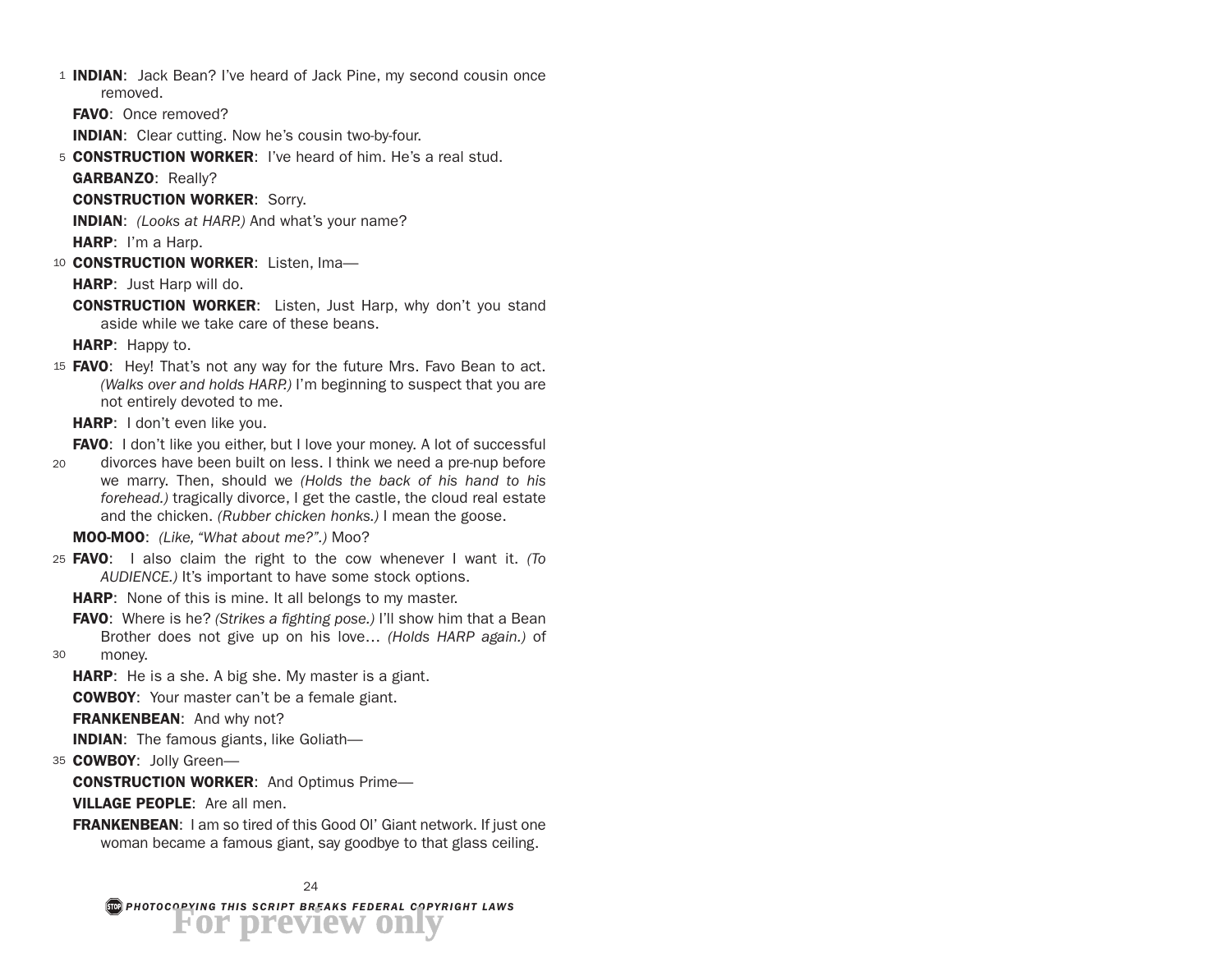**INDIAN**: Jack Bean? I've heard of Jack Pine, my second cousin once removed.

**FAVO**: Once removed?

**INDIAN**: Clear cutting. Now he's cousin two-by-four.

**CONSTRUCTION WORKER**: I've heard of him. He's a real stud.

**GARBANZO**: Really?

**CONSTRUCTION WORKER**: Sorry.

**INDIAN**: *(Looks at HARP.)* And what's your name?

**HARP**: I'm a Harp.

**CONSTRUCTION WORKER**: Listen, Ima—

**HARP**: Just Harp will do.

**CONSTRUCTION WORKER**: Listen, Just Harp, why don't you stand aside while we take care of these beans.

**HARP**: Happy to.

**FAVO**: Hey! That's not any way for the future Mrs. Favo Bean to act. *(Walks over and holds HARP.)* I'm beginning to suspect that you are not entirely devoted to me.

**HARP**: I don't even like you.

**FAVO**: I don't like you either, but I love your money. A lot of successful divorces have been built on less. I think we need a pre-nup before we marry. Then, should we *(Holds the back of his hand to his forehead.)* tragically divorce, I get the castle, the cloud real estate and the chicken. *(Rubber chicken honks.)* I mean the goose.

**MOO-MOO**: *(Like, "What about me?".)* Moo?

**FAVO**: I also claim the right to the cow whenever I want it. *(To AUDIENCE.)* It's important to have some stock options.

**HARP**: None of this is mine. It all belongs to my master.

**FAVO**: Where is he? *(Strikes a fighting pose.)* I'll show him that a Bean Brother does not give up on his love… *(Holds HARP again.)* of money.

**HARP**: He is a she. A big she. My master is a giant.

**COWBOY**: Your master can't be a female giant.

**FRANKENBEAN**: And why not?

**INDIAN**: The famous giants, like Goliath—

**COWBOY**: Jolly Green—

**CONSTRUCTION WORKER**: And Optimus Prime—

**VILLAGE PEOPLE**: Are all men.

**FRANKENBEAN**: I am so tired of this Good Ol' Giant network. If just one woman became a famous giant, say goodbye to that glass ceiling.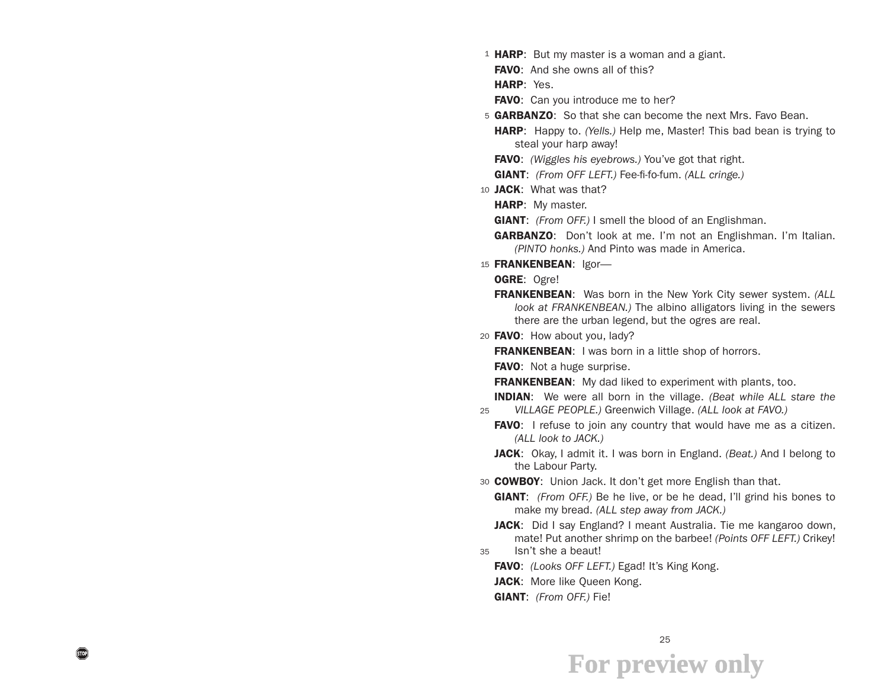**HARP**: But my master is a woman and a giant.

**FAVO**: And she owns all of this?

**HARP**: Yes.

**FAVO**: Can you introduce me to her?

**GARBANZO**: So that she can become the next Mrs. Favo Bean.

**HARP**: Happy to. *(Yells.)* Help me, Master! This bad bean is trying to steal your harp away!

**FAVO**: *(Wiggles his eyebrows.)* You've got that right.

**GIANT**: *(From OFF LEFT.)* Fee-fi-fo-fum. *(ALL cringe.)*

**JACK**: What was that?

**HARP**: My master.

**GIANT**: *(From OFF.)* I smell the blood of an Englishman.

**GARBANZO**: Don't look at me. I'm not an Englishman. I'm Italian. *(PINTO honks.)* And Pinto was made in America.

**FRANKENBEAN**: Igor—

**OGRE**: Ogre!

**FRANKENBEAN**: Was born in the New York City sewer system. *(ALL look at FRANKENBEAN.)* The albino alligators living in the sewers there are the urban legend, but the ogres are real.

**FAVO**: How about you, lady?

**FRANKENBEAN**: I was born in a little shop of horrors.

**FAVO**: Not a huge surprise.

**FRANKENBEAN**: My dad liked to experiment with plants, too.

**INDIAN**: We were all born in the village. *(Beat while ALL stare the VILLAGE PEOPLE.)* Greenwich Village. *(ALL look at FAVO.)*

**FAVO**: I refuse to join any country that would have me as a citizen. *(ALL look to JACK.)*

**JACK**: Okay, I admit it. I was born in England. *(Beat.)* And I belong to the Labour Party.

**COWBOY**: Union Jack. It don't get more English than that.

**GIANT**: *(From OFF.)* Be he live, or be he dead, I'll grind his bones to make my bread. *(ALL step away from JACK.)*

**JACK**: Did I say England? I meant Australia. Tie me kangaroo down, mate! Put another shrimp on the barbee! *(Points OFF LEFT.)* Crikey! Isn't she a beaut!

**FAVO**: *(Looks OFF LEFT.)* Egad! It's King Kong.

**JACK**: More like Queen Kong.

**GIANT**: *(From OFF.)* Fie!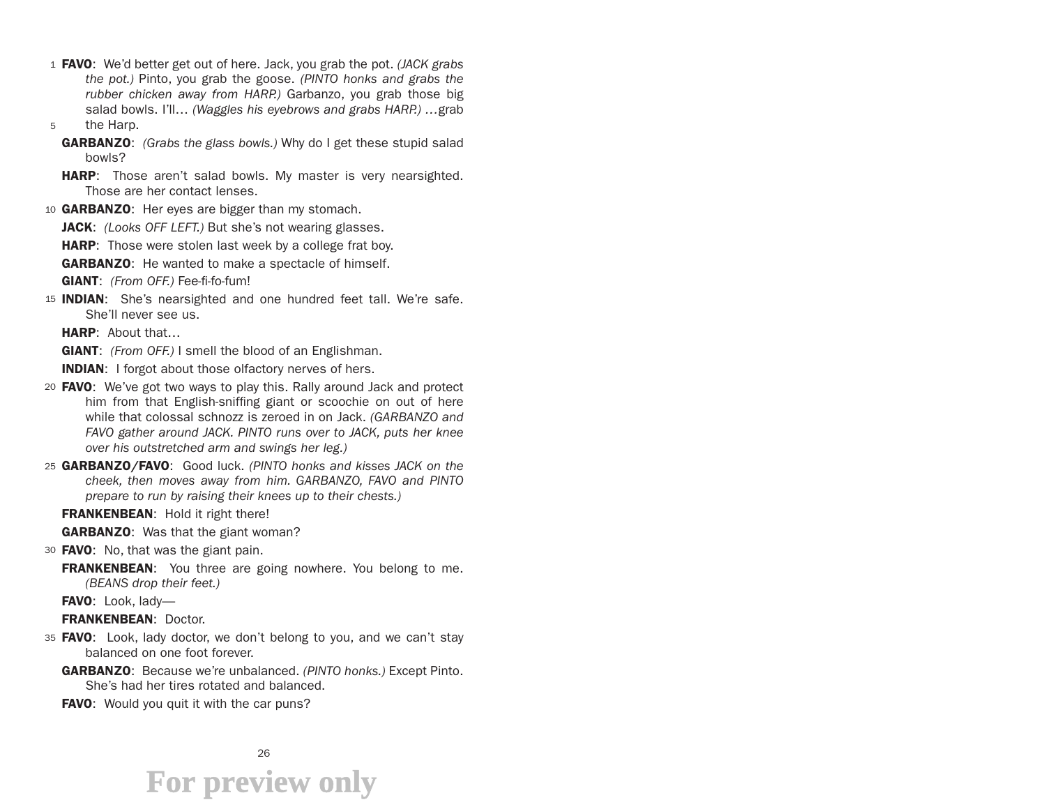**FAVO**: We'd better get out of here. Jack, you grab the pot. *(JACK grabs the pot.)* Pinto, you grab the goose. *(PINTO honks and grabs the rubber chicken away from HARP.)* Garbanzo, you grab those big salad bowls. I'll… *(Waggles his eyebrows and grabs HARP.)* …grab the Harp.

**GARBANZO**: *(Grabs the glass bowls.)* Why do I get these stupid salad bowls?

**HARP**: Those aren't salad bowls. My master is very nearsighted. Those are her contact lenses.

**GARBANZO**: Her eyes are bigger than my stomach.

**JACK**: *(Looks OFF LEFT.)* But she's not wearing glasses.

**HARP**: Those were stolen last week by a college frat boy.

**GARBANZO**: He wanted to make a spectacle of himself.

**GIANT**: *(From OFF.)* Fee-fi-fo-fum!

**INDIAN**: She's nearsighted and one hundred feet tall. We're safe. She'll never see us.

**HARP**: About that…

**GIANT**: *(From OFF.)* I smell the blood of an Englishman.

**INDIAN**: I forgot about those olfactory nerves of hers.

**FAVO**: We've got two ways to play this. Rally around Jack and protect him from that English-sniffing giant or scoochie on out of here while that colossal schnozz is zeroed in on Jack. *(GARBANZO and FAVO gather around JACK. PINTO runs over to JACK, puts her knee over his outstretched arm and swings her leg.)*

**GARBANZO/FAVO**: Good luck. *(PINTO honks and kisses JACK on the cheek, then moves away from him. GARBANZO, FAVO and PINTO prepare to run by raising their knees up to their chests.)*

**FRANKENBEAN**: Hold it right there!

**GARBANZO**: Was that the giant woman?

**FAVO**: No, that was the giant pain.

**FRANKENBEAN**: You three are going nowhere. You belong to me. *(BEANS drop their feet.)*

**FAVO**: Look, lady—

**FRANKENBEAN**: Doctor.

**FAVO**: Look, lady doctor, we don't belong to you, and we can't stay balanced on one foot forever.

**GARBANZO**: Because we're unbalanced. *(PINTO honks.)* Except Pinto. She's had her tires rotated and balanced.

**FAVO**: Would you quit it with the car puns?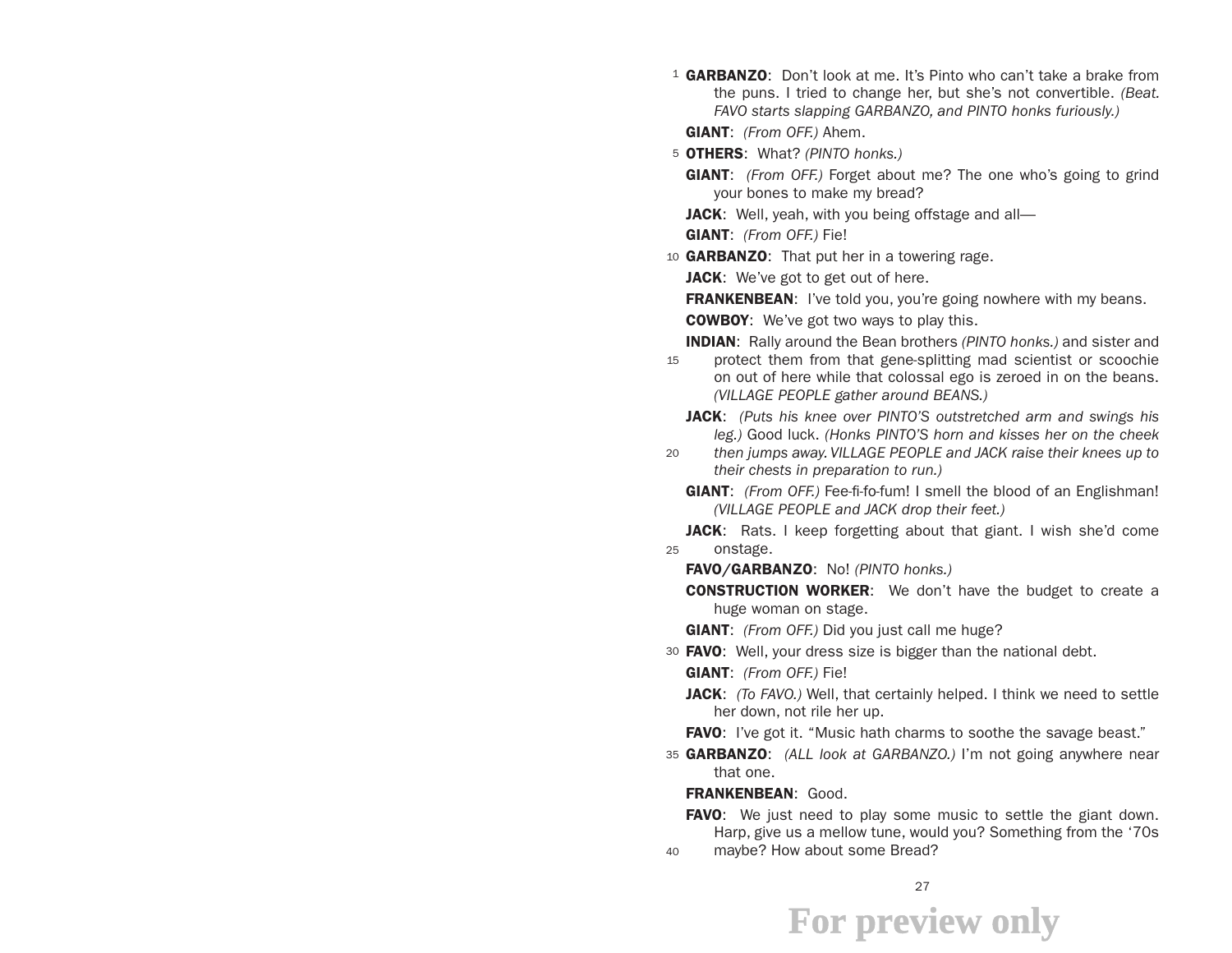**GARBANZO**: Don't look at me. It's Pinto who can't take a brake from the puns. I tried to change her, but she's not convertible. *(Beat. FAVO starts slapping GARBANZO, and PINTO honks furiously.)*

**GIANT**: *(From OFF.)* Ahem.

**OTHERS**: What? *(PINTO honks.)*

**GIANT**: *(From OFF.)* Forget about me? The one who's going to grind your bones to make my bread?

**JACK**: Well, yeah, with you being offstage and all—

**GIANT**: *(From OFF.)* Fie!

**GARBANZO**: That put her in a towering rage.

**JACK**: We've got to get out of here.

**FRANKENBEAN**: I've told you, you're going nowhere with my beans.

**COWBOY**: We've got two ways to play this.

**INDIAN**: Rally around the Bean brothers *(PINTO honks.)* and sister and protect them from that gene-splitting mad scientist or scoochie on out of here while that colossal ego is zeroed in on the beans. *(VILLAGE PEOPLE gather around BEANS.)*

**JACK**: *(Puts his knee over PINTO'S outstretched arm and swings his leg.)* Good luck. *(Honks PINTO'S horn and kisses her on the cheek then jumps away. VILLAGE PEOPLE and JACK raise their knees up to their chests in preparation to run.)*

**GIANT**: *(From OFF.)* Fee-fi-fo-fum! I smell the blood of an Englishman! *(VILLAGE PEOPLE and JACK drop their feet.)*

**JACK**: Rats. I keep forgetting about that giant. I wish she'd come onstage.

**FAVO/GARBANZO**: No! *(PINTO honks.)*

**CONSTRUCTION WORKER**: We don't have the budget to create a huge woman on stage.

**GIANT**: *(From OFF.)* Did you just call me huge?

**FAVO**: Well, your dress size is bigger than the national debt.

**GIANT**: *(From OFF.)* Fie!

**JACK**: *(To FAVO.)* Well, that certainly helped. I think we need to settle her down, not rile her up.

**FAVO**: I've got it. "Music hath charms to soothe the savage beast."

**GARBANZO**: *(ALL look at GARBANZO.)* I'm not going anywhere near that one.

**FRANKENBEAN**: Good.

**FAVO**: We just need to play some music to settle the giant down. Harp, give us a mellow tune, would you? Something from the '70s maybe? How about some Bread?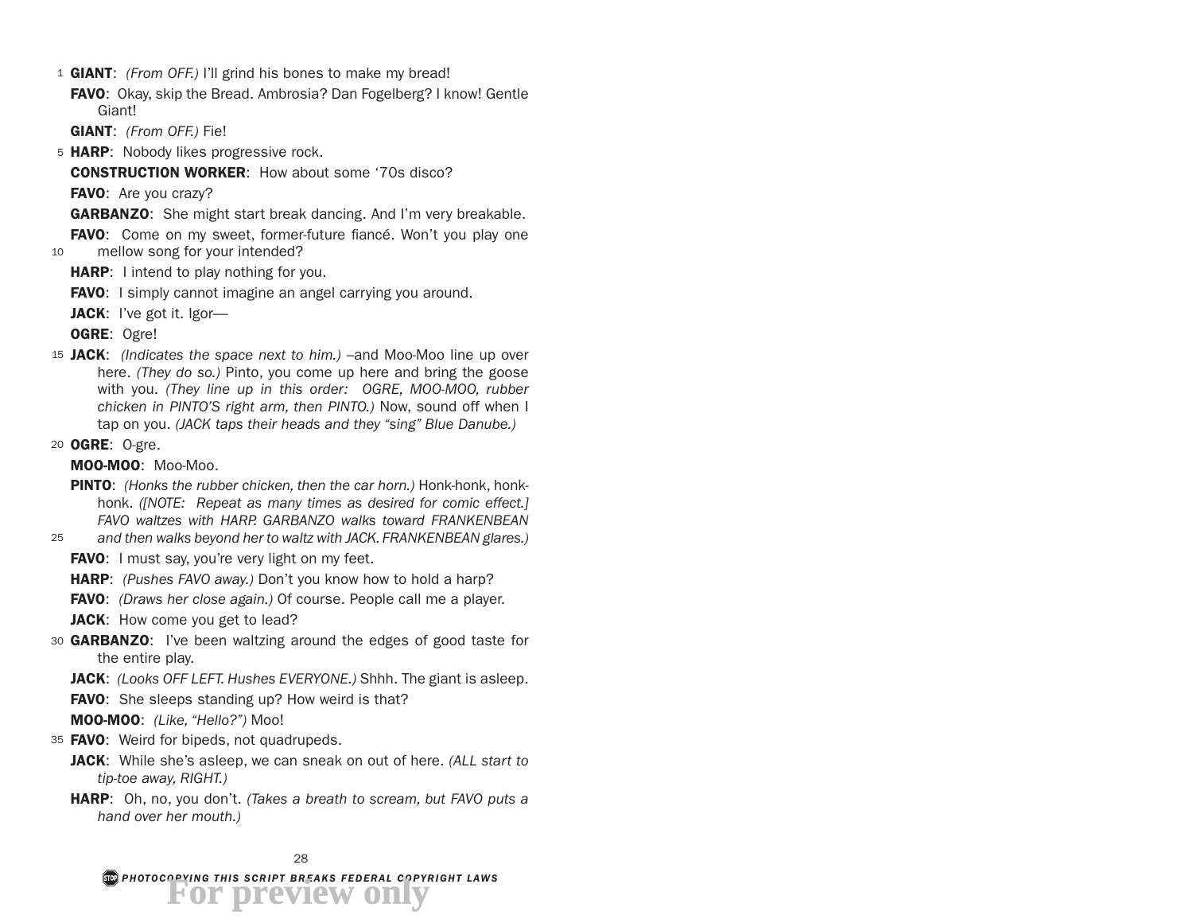**GIANT**: *(From OFF.)* I'll grind his bones to make my bread!

**FAVO**: Okay, skip the Bread. Ambrosia? Dan Fogelberg? I know! Gentle Giant!

**GIANT**: *(From OFF.)* Fie!

**HARP**: Nobody likes progressive rock.

**CONSTRUCTION WORKER**: How about some '70s disco?

**FAVO**: Are you crazy?

**GARBANZO**: She might start break dancing. And I'm very breakable.

**FAVO**: Come on my sweet, former-future fiancé. Won't you play one mellow song for your intended?

**HARP**: I intend to play nothing for you.

**FAVO**: I simply cannot imagine an angel carrying you around.

**JACK**: I've got it. Igor—

**OGRE**: Ogre!

**JACK**: *(Indicates the space next to him.)* –and Moo-Moo line up over here. *(They do so.)* Pinto, you come up here and bring the goose with you. *(They line up in this order: OGRE, MOO-MOO, rubber chicken in PINTO'S right arm, then PINTO.)* Now, sound off when I tap on you. *(JACK taps their heads and they "sing" Blue Danube.)*

**OGRE**: O-gre.

**MOO-MOO**: Moo-Moo.

**PINTO**: *(Honks the rubber chicken, then the car horn.)* Honk-honk, honk-honk. *([NOTE: Repeat as many times as desired for comic effect.] FAVO waltzes with HARP. GARBANZO walks toward FRANKENBEAN and then walks beyond her to waltz with JACK. FRANKENBEAN glares.)*

**FAVO**: I must say, you're very light on my feet.

**HARP**: *(Pushes FAVO away.)* Don't you know how to hold a harp?

**FAVO**: *(Draws her close again.)* Of course. People call me a player.

**JACK**: How come you get to lead?

**GARBANZO**: I've been waltzing around the edges of good taste for the entire play.

**JACK**: *(Looks OFF LEFT. Hushes EVERYONE.)* Shhh. The giant is asleep.

**FAVO**: She sleeps standing up? How weird is that?

**MOO-MOO**: *(Like, "Hello?")* Moo!

**FAVO**: Weird for bipeds, not quadrupeds.

**JACK**: While she's asleep, we can sneak on out of here. *(ALL start to tip-toe away, RIGHT.)*

**HARP**: Oh, no, you don't. *(Takes a breath to scream, but FAVO puts a hand over her mouth.)*

PHOTOCOPYING THIS SCRIPT BREAKS FEDERAL COPYRIGHT LAWS

For preview only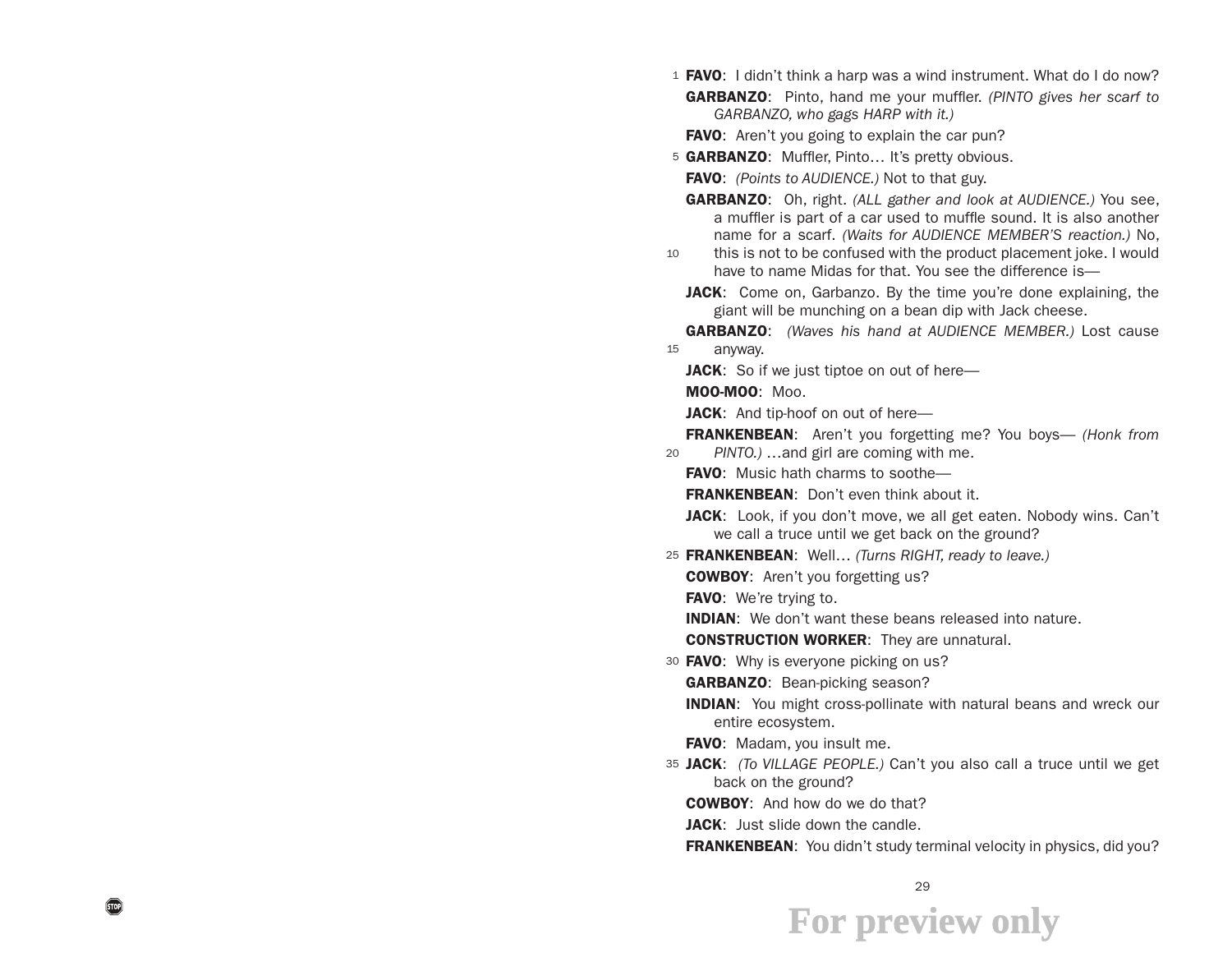**FAVO**: I didn't think a harp was a wind instrument. What do I do now?

**GARBANZO**: Pinto, hand me your muffler. *(PINTO gives her scarf to GARBANZO, who gags HARP with it.)*

**FAVO**: Aren't you going to explain the car pun?

**GARBANZO**: Muffler, Pinto… It's pretty obvious.

**FAVO**: *(Points to AUDIENCE.)* Not to that guy.

**GARBANZO**: Oh, right. *(ALL gather and look at AUDIENCE.)* You see, a muffler is part of a car used to muffle sound. It is also another name for a scarf. *(Waits for AUDIENCE MEMBER'S reaction.)* No, this is not to be confused with the product placement joke. I would have to name Midas for that. You see the difference is—

**JACK**: Come on, Garbanzo. By the time you're done explaining, the giant will be munching on a bean dip with Jack cheese.

**GARBANZO**: *(Waves his hand at AUDIENCE MEMBER.)* Lost cause anyway.

**JACK**: So if we just tiptoe on out of here—

**MOO-MOO**: Moo.

**JACK**: And tip-hoof on out of here—

**FRANKENBEAN**: Aren't you forgetting me? You boys— *(Honk from PINTO.)* …and girl are coming with me.

**FAVO**: Music hath charms to soothe—

**FRANKENBEAN**: Don't even think about it.

**JACK**: Look, if you don't move, we all get eaten. Nobody wins. Can't we call a truce until we get back on the ground?

**FRANKENBEAN**: Well… *(Turns RIGHT, ready to leave.)*

**COWBOY**: Aren't you forgetting us?

**FAVO**: We're trying to.

**INDIAN**: We don't want these beans released into nature.

**CONSTRUCTION WORKER**: They are unnatural.

**FAVO**: Why is everyone picking on us?

**GARBANZO**: Bean-picking season?

**INDIAN**: You might cross-pollinate with natural beans and wreck our entire ecosystem.

**FAVO**: Madam, you insult me.

**JACK**: *(To VILLAGE PEOPLE.)* Can't you also call a truce until we get back on the ground?

**COWBOY**: And how do we do that?

**JACK**: Just slide down the candle.

**FRANKENBEAN**: You didn't study terminal velocity in physics, did you?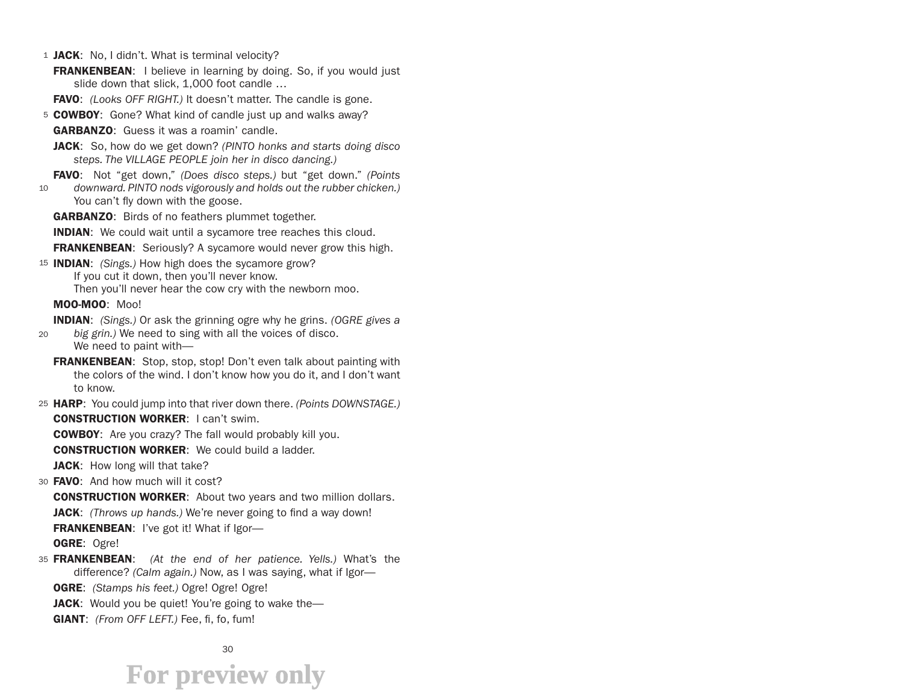**JACK**: No, I didn't. What is terminal velocity?

**FRANKENBEAN**: I believe in learning by doing. So, if you would just slide down that slick, 1,000 foot candle …

**FAVO**: *(Looks OFF RIGHT.)* It doesn't matter. The candle is gone.

**COWBOY**: Gone? What kind of candle just up and walks away?

**GARBANZO**: Guess it was a roamin' candle.

**JACK**: So, how do we get down? *(PINTO honks and starts doing disco steps. The VILLAGE PEOPLE join her in disco dancing.)*

**FAVO**: Not "get down," *(Does disco steps.)* but "get down." *(Points downward. PINTO nods vigorously and holds out the rubber chicken.)* You can't fly down with the goose.

**GARBANZO**: Birds of no feathers plummet together.

**INDIAN**: We could wait until a sycamore tree reaches this cloud.

**FRANKENBEAN**: Seriously? A sycamore would never grow this high.

**INDIAN**: *(Sings.)* How high does the sycamore grow?
If you cut it down, then you'll never know.
Then you'll never hear the cow cry with the newborn moo.

**MOO-MOO**: Moo!

**INDIAN**: *(Sings.)* Or ask the grinning ogre why he grins. *(OGRE gives a big grin.)* We need to sing with all the voices of disco.
We need to paint with—

**FRANKENBEAN**: Stop, stop, stop! Don't even talk about painting with the colors of the wind. I don't know how you do it, and I don't want to know.

**HARP**: You could jump into that river down there. *(Points DOWNSTAGE.)*

**CONSTRUCTION WORKER**: I can't swim.

**COWBOY**: Are you crazy? The fall would probably kill you.

**CONSTRUCTION WORKER**: We could build a ladder.

**JACK**: How long will that take?

**FAVO**: And how much will it cost?

**CONSTRUCTION WORKER**: About two years and two million dollars.

**JACK**: *(Throws up hands.)* We're never going to find a way down!

**FRANKENBEAN**: I've got it! What if Igor—

**OGRE**: Ogre!

**FRANKENBEAN**: *(At the end of her patience. Yells.)* What's the difference? *(Calm again.)* Now, as I was saying, what if Igor—

**OGRE**: *(Stamps his feet.)* Ogre! Ogre! Ogre!

**JACK**: Would you be quiet! You're going to wake the—

**GIANT**: *(From OFF LEFT.)* Fee, fi, fo, fum!

For preview only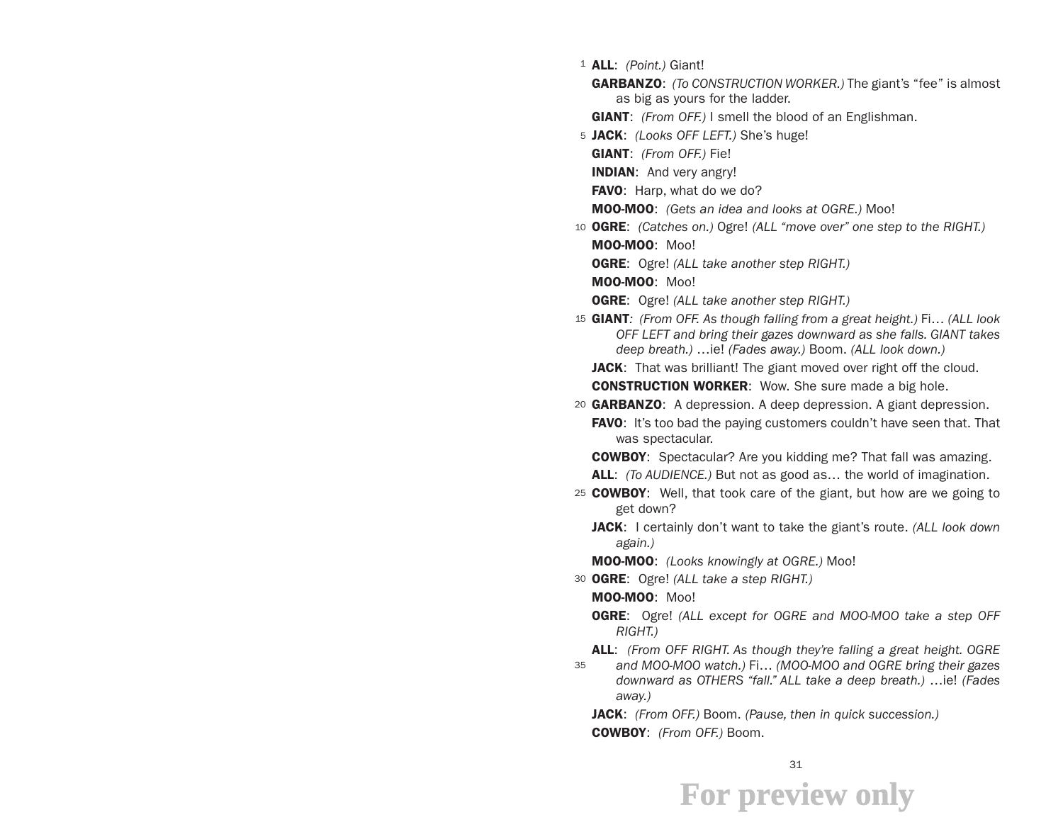**ALL**: *(Point.)* Giant!

**GARBANZO**: *(To CONSTRUCTION WORKER.)* The giant's "fee" is almost as big as yours for the ladder.

**GIANT**: *(From OFF.)* I smell the blood of an Englishman.

**JACK**: *(Looks OFF LEFT.)* She's huge!

**GIANT**: *(From OFF.)* Fie!

**INDIAN**: And very angry!

**FAVO**: Harp, what do we do?

**MOO-MOO**: *(Gets an idea and looks at OGRE.)* Moo!

**OGRE**: *(Catches on.)* Ogre! *(ALL "move over" one step to the RIGHT.)*

**MOO-MOO**: Moo!

**OGRE**: Ogre! *(ALL take another step RIGHT.)*

**MOO-MOO**: Moo!

**OGRE**: Ogre! *(ALL take another step RIGHT.)*

**GIANT**: *(From OFF. As though falling from a great height.)* Fi… *(ALL look OFF LEFT and bring their gazes downward as she falls. GIANT takes deep breath.)* …ie! *(Fades away.)* Boom. *(ALL look down.)*

**JACK**: That was brilliant! The giant moved over right off the cloud.

**CONSTRUCTION WORKER**: Wow. She sure made a big hole.

**GARBANZO**: A depression. A deep depression. A giant depression.

**FAVO**: It's too bad the paying customers couldn't have seen that. That was spectacular.

**COWBOY**: Spectacular? Are you kidding me? That fall was amazing.

**ALL**: *(To AUDIENCE.)* But not as good as… the world of imagination.

**COWBOY**: Well, that took care of the giant, but how are we going to get down?

**JACK**: I certainly don't want to take the giant's route. *(ALL look down again.)*

**MOO-MOO**: *(Looks knowingly at OGRE.)* Moo!

**OGRE**: Ogre! *(ALL take a step RIGHT.)*

**MOO-MOO**: Moo!

**OGRE**: Ogre! *(ALL except for OGRE and MOO-MOO take a step OFF RIGHT.)*

**ALL**: *(From OFF RIGHT. As though they're falling a great height. OGRE and MOO-MOO watch.)* Fi… *(MOO-MOO and OGRE bring their gazes downward as OTHERS "fall." ALL take a deep breath.)* …ie! *(Fades away.)*

**JACK**: *(From OFF.)* Boom. *(Pause, then in quick succession.)*

**COWBOY**: *(From OFF.)* Boom.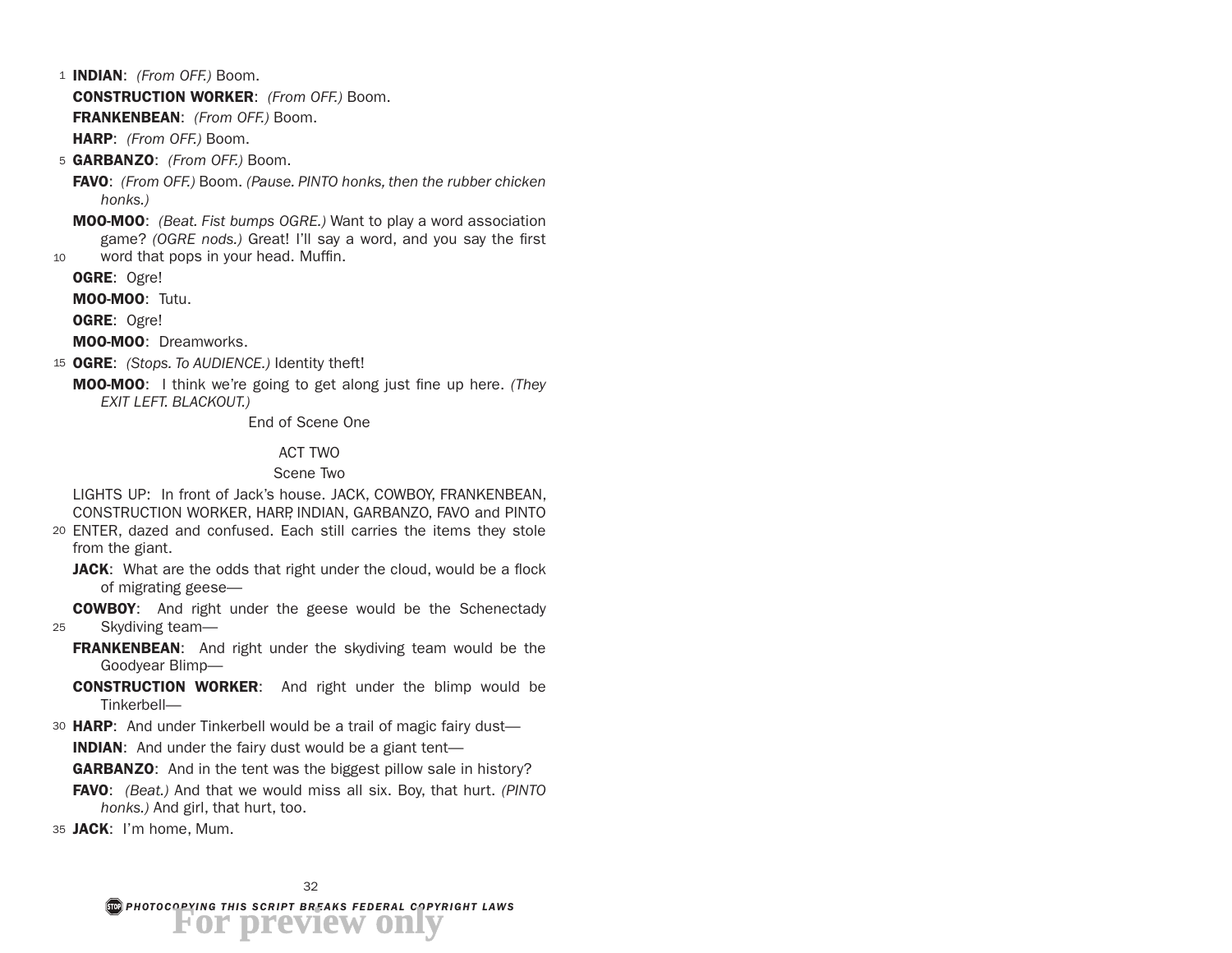**INDIAN**: *(From OFF.)* Boom.

**CONSTRUCTION WORKER**: *(From OFF.)* Boom.

**FRANKENBEAN**: *(From OFF.)* Boom.

**HARP**: *(From OFF.)* Boom.

**GARBANZO**: *(From OFF.)* Boom.

**FAVO**: *(From OFF.)* Boom. *(Pause. PINTO honks, then the rubber chicken honks.)*

**MOO-MOO**: *(Beat. Fist bumps OGRE.)* Want to play a word association game? *(OGRE nods.)* Great! I'll say a word, and you say the first word that pops in your head. Muffin.

**OGRE**: Ogre!

**MOO-MOO**: Tutu.

**OGRE**: Ogre!

**MOO-MOO**: Dreamworks.

**OGRE**: *(Stops. To AUDIENCE.)* Identity theft!

**MOO-MOO**: I think we're going to get along just fine up here. *(They EXIT LEFT. BLACKOUT.)*

End of Scene One

ACT TWO

Scene Two

LIGHTS UP: In front of Jack's house. JACK, COWBOY, FRANKENBEAN, CONSTRUCTION WORKER, HARP, INDIAN, GARBANZO, FAVO and PINTO ENTER, dazed and confused. Each still carries the items they stole from the giant.

**JACK**: What are the odds that right under the cloud, would be a flock of migrating geese—

**COWBOY**: And right under the geese would be the Schenectady Skydiving team—

**FRANKENBEAN**: And right under the skydiving team would be the Goodyear Blimp—

**CONSTRUCTION WORKER**: And right under the blimp would be Tinkerbell—

**HARP**: And under Tinkerbell would be a trail of magic fairy dust—

**INDIAN**: And under the fairy dust would be a giant tent—

**GARBANZO**: And in the tent was the biggest pillow sale in history?

**FAVO**: *(Beat.)* And that we would miss all six. Boy, that hurt. *(PINTO honks.)* And girl, that hurt, too.

**JACK**: I'm home, Mum.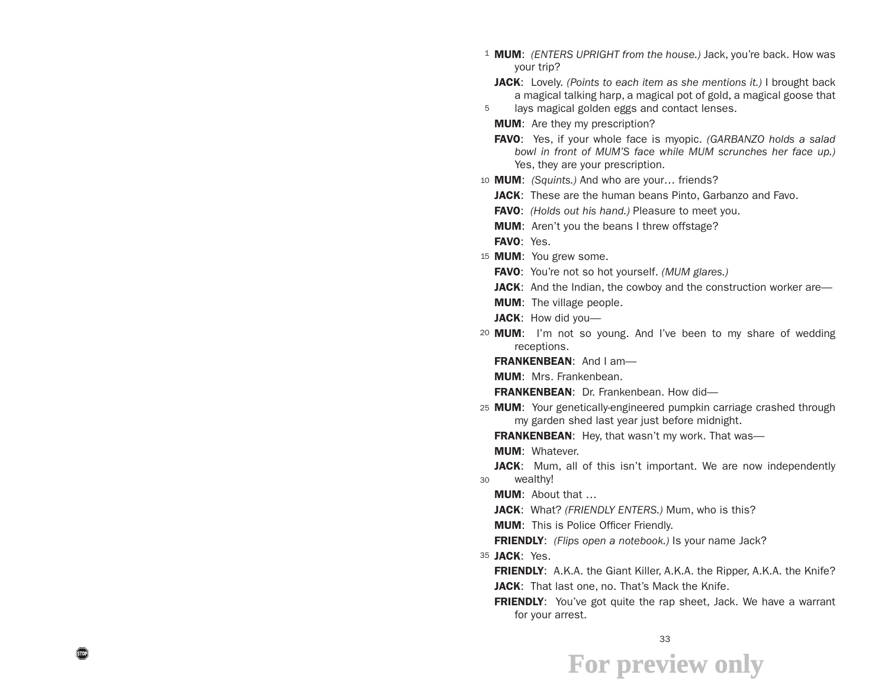**MUM**: *(ENTERS UPRIGHT from the house.)* Jack, you're back. How was your trip?

**JACK**: Lovely. *(Points to each item as she mentions it.)* I brought back a magical talking harp, a magical pot of gold, a magical goose that lays magical golden eggs and contact lenses.

**MUM**: Are they my prescription?

**FAVO**: Yes, if your whole face is myopic. *(GARBANZO holds a salad bowl in front of MUM'S face while MUM scrunches her face up.)* Yes, they are your prescription.

**MUM**: *(Squints.)* And who are your… friends?

**JACK**: These are the human beans Pinto, Garbanzo and Favo.

**FAVO**: *(Holds out his hand.)* Pleasure to meet you.

**MUM**: Aren't you the beans I threw offstage?

**FAVO**: Yes.

**MUM**: You grew some.

**FAVO**: You're not so hot yourself. *(MUM glares.)*

**JACK**: And the Indian, the cowboy and the construction worker are—

**MUM**: The village people.

**JACK**: How did you—

**MUM**: I'm not so young. And I've been to my share of wedding receptions.

**FRANKENBEAN**: And I am—

**MUM**: Mrs. Frankenbean.

**FRANKENBEAN**: Dr. Frankenbean. How did—

**MUM**: Your genetically-engineered pumpkin carriage crashed through my garden shed last year just before midnight.

**FRANKENBEAN**: Hey, that wasn't my work. That was—

**MUM**: Whatever.

**JACK**: Mum, all of this isn't important. We are now independently wealthy!

**MUM**: About that …

**JACK**: What? *(FRIENDLY ENTERS.)* Mum, who is this?

**MUM**: This is Police Officer Friendly.

**FRIENDLY**: *(Flips open a notebook.)* Is your name Jack?

**JACK**: Yes.

**FRIENDLY**: A.K.A. the Giant Killer, A.K.A. the Ripper, A.K.A. the Knife?

**JACK**: That last one, no. That's Mack the Knife.

**FRIENDLY**: You've got quite the rap sheet, Jack. We have a warrant for your arrest.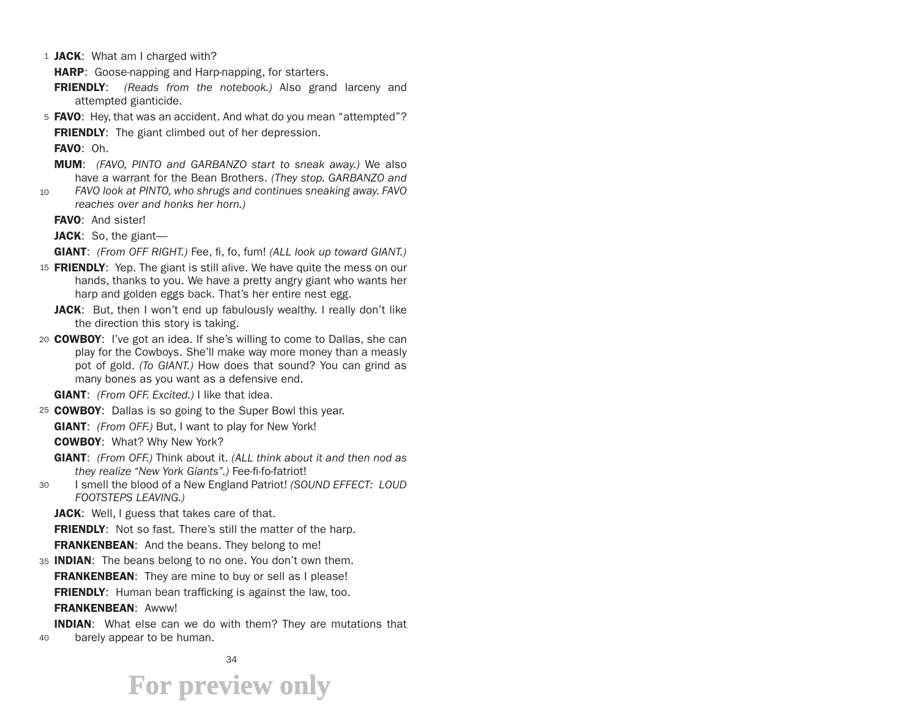**JACK**: What am I charged with?

**HARP**: Goose-napping and Harp-napping, for starters.

**FRIENDLY**: *(Reads from the notebook.)* Also grand larceny and attempted giganticide.

**FAVO**: Hey, that was an accident. And what do you mean "attempted"?

**FRIENDLY**: The giant climbed out of her depression.

**FAVO**: Oh.

**MUM**: *(FAVO, PINTO and GARBANZO start to sneak away.)* We also have a warrant for the Bean Brothers. *(They stop. GARBANZO and FAVO look at PINTO, who shrugs and continues sneaking away. FAVO reaches over and honks her horn.)*

**FAVO**: And sister!

**JACK**: So, the giant—

**GIANT**: *(From OFF RIGHT.)* Fee, fi, fo, fum! *(ALL look up toward GIANT.)*

**FRIENDLY**: Yep. The giant is still alive. We have quite the mess on our hands, thanks to you. We have a pretty angry giant who wants her harp and golden eggs back. That's her entire nest egg.

**JACK**: But, then I won't end up fabulously wealthy. I really don't like the direction this story is taking.

**COWBOY**: I've got an idea. If she's willing to come to Dallas, she can play for the Cowboys. She'll make way more money than a measly pot of gold. *(To GIANT.)* How does that sound? You can grind as many bones as you want as a defensive end.

**GIANT**: *(From OFF. Excited.)* I like that idea.

**COWBOY**: Dallas is so going to the Super Bowl this year.

**GIANT**: *(From OFF.)* But, I want to play for New York!

**COWBOY**: What? Why New York?

**GIANT**: *(From OFF.)* Think about it. *(ALL think about it and then nod as they realize "New York Giants".)* Fee-fi-fo-fatriot! I smell the blood of a New England Patriot! *(SOUND EFFECT: LOUD FOOTSTEPS LEAVING.)*

**JACK**: Well, I guess that takes care of that.

**FRIENDLY**: Not so fast. There's still the matter of the harp.

**FRANKENBEAN**: And the beans. They belong to me!

**INDIAN**: The beans belong to no one. You don't own them.

**FRANKENBEAN**: They are mine to buy or sell as I please!

**FRIENDLY**: Human bean trafficking is against the law, too.

**FRANKENBEAN**: Awww!

**INDIAN**: What else can we do with them? They are mutations that barely appear to be human.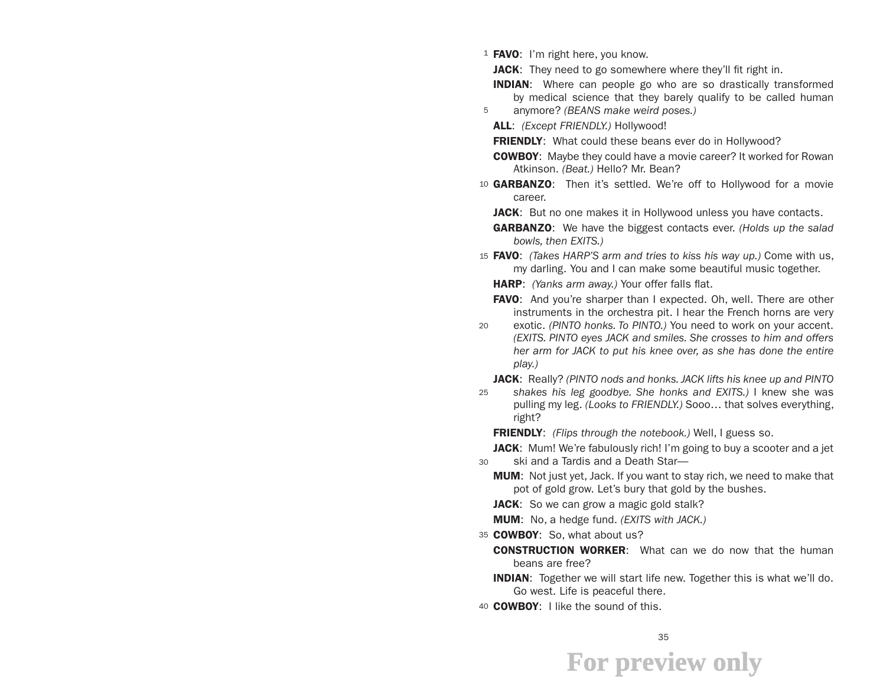**FAVO**: I'm right here, you know.

**JACK**: They need to go somewhere where they'll fit right in.

**INDIAN**: Where can people go who are so drastically transformed by medical science that they barely qualify to be called human anymore? *(BEANS make weird poses.)*

**ALL**: *(Except FRIENDLY.)* Hollywood!

**FRIENDLY**: What could these beans ever do in Hollywood?

**COWBOY**: Maybe they could have a movie career? It worked for Rowan Atkinson. *(Beat.)* Hello? Mr. Bean?

**GARBANZO**: Then it's settled. We're off to Hollywood for a movie career.

**JACK**: But no one makes it in Hollywood unless you have contacts.

**GARBANZO**: We have the biggest contacts ever. *(Holds up the salad bowls, then EXITS.)*

**FAVO**: *(Takes HARP'S arm and tries to kiss his way up.)* Come with us, my darling. You and I can make some beautiful music together.

**HARP**: *(Yanks arm away.)* Your offer falls flat.

**FAVO**: And you're sharper than I expected. Oh, well. There are other instruments in the orchestra pit. I hear the French horns are very exotic. *(PINTO honks. To PINTO.)* You need to work on your accent. *(EXITS. PINTO eyes JACK and smiles. She crosses to him and offers her arm for JACK to put his knee over, as she has done the entire play.)*

**JACK**: Really? *(PINTO nods and honks. JACK lifts his knee up and PINTO shakes his leg goodbye. She honks and EXITS.)* I knew she was pulling my leg. *(Looks to FRIENDLY.)* Sooo… that solves everything, right?

**FRIENDLY**: *(Flips through the notebook.)* Well, I guess so.

**JACK**: Mum! We're fabulously rich! I'm going to buy a scooter and a jet ski and a Tardis and a Death Star—

**MUM**: Not just yet, Jack. If you want to stay rich, we need to make that pot of gold grow. Let's bury that gold by the bushes.

**JACK**: So we can grow a magic gold stalk?

**MUM**: No, a hedge fund. *(EXITS with JACK.)*

**COWBOY**: So, what about us?

**CONSTRUCTION WORKER**: What can we do now that the human beans are free?

**INDIAN**: Together we will start life new. Together this is what we'll do. Go west. Life is peaceful there.

**COWBOY**: I like the sound of this.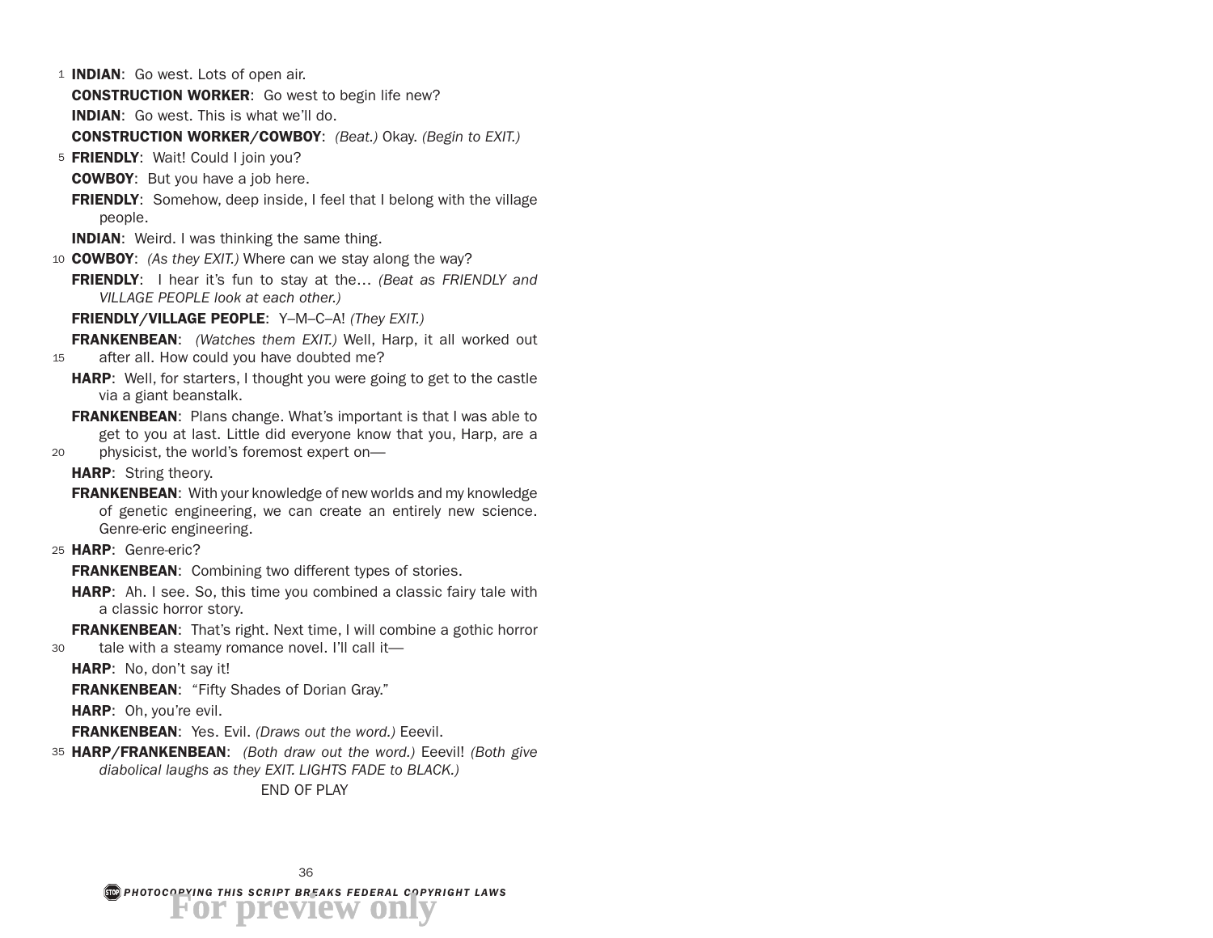**INDIAN**: Go west. Lots of open air.

**CONSTRUCTION WORKER**: Go west to begin life new?

**INDIAN**: Go west. This is what we'll do.

**CONSTRUCTION WORKER/COWBOY**: *(Beat.)* Okay. *(Begin to EXIT.)*

**FRIENDLY**: Wait! Could I join you?

**COWBOY**: But you have a job here.

**FRIENDLY**: Somehow, deep inside, I feel that I belong with the village people.

**INDIAN**: Weird. I was thinking the same thing.

**COWBOY**: *(As they EXIT.)* Where can we stay along the way?

**FRIENDLY**: I hear it's fun to stay at the… *(Beat as FRIENDLY and VILLAGE PEOPLE look at each other.)*

**FRIENDLY/VILLAGE PEOPLE**: Y–M–C–A! *(They EXIT.)*

**FRANKENBEAN**: *(Watches them EXIT.)* Well, Harp, it all worked out after all. How could you have doubted me?

**HARP**: Well, for starters, I thought you were going to get to the castle via a giant beanstalk.

**FRANKENBEAN**: Plans change. What's important is that I was able to get to you at last. Little did everyone know that you, Harp, are a physicist, the world's foremost expert on—

**HARP**: String theory.

**FRANKENBEAN**: With your knowledge of new worlds and my knowledge of genetic engineering, we can create an entirely new science. Genre-eric engineering.

**HARP**: Genre-eric?

**FRANKENBEAN**: Combining two different types of stories.

**HARP**: Ah. I see. So, this time you combined a classic fairy tale with a classic horror story.

**FRANKENBEAN**: That's right. Next time, I will combine a gothic horror tale with a steamy romance novel. I'll call it—

**HARP**: No, don't say it!

**FRANKENBEAN**: "Fifty Shades of Dorian Gray."

**HARP**: Oh, you're evil.

**FRANKENBEAN**: Yes. Evil. *(Draws out the word.)* Eeevil.

**HARP/FRANKENBEAN**: *(Both draw out the word.)* Eeevil! *(Both give diabolical laughs as they EXIT. LIGHTS FADE to BLACK.)*

END OF PLAY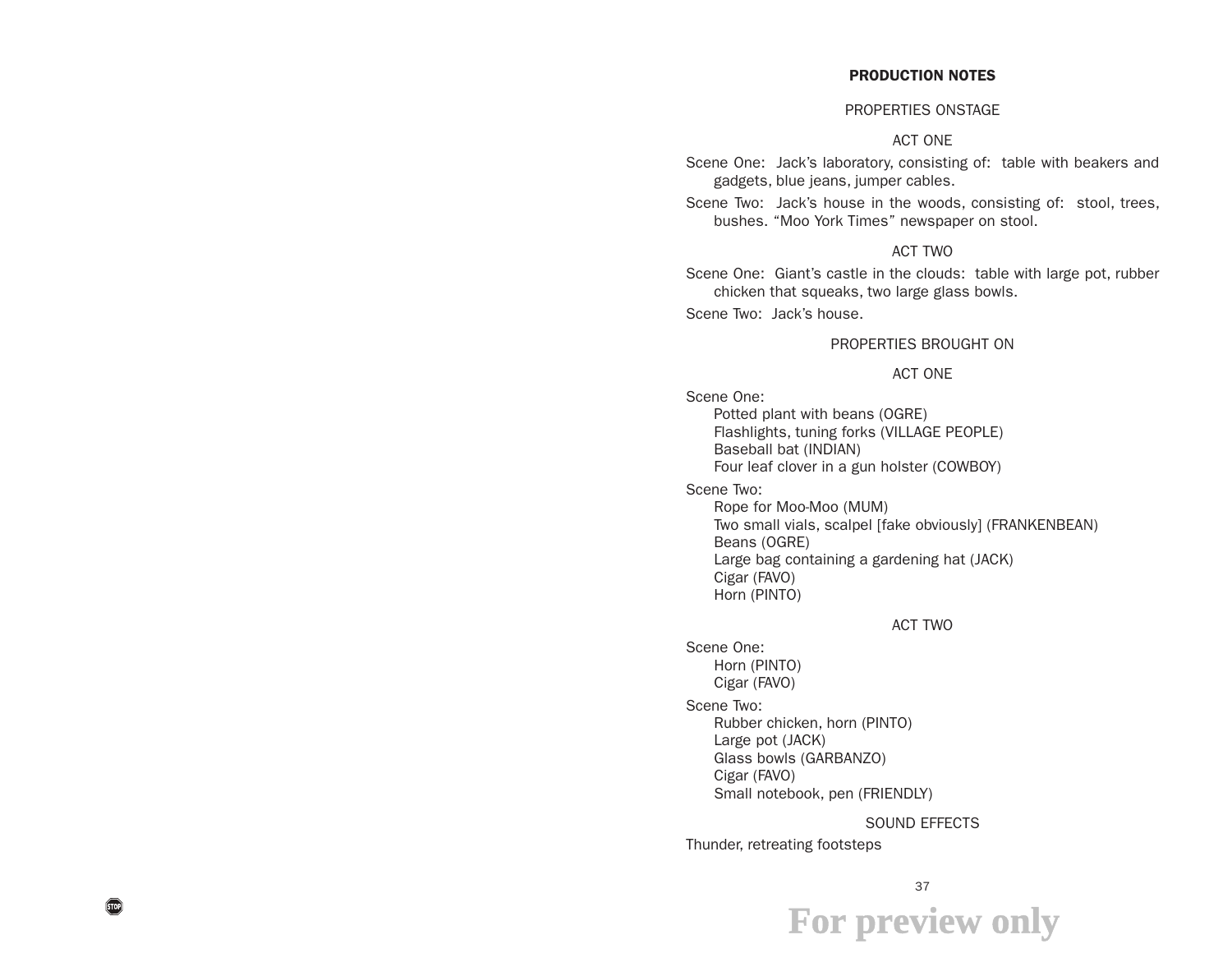## PRODUCTION NOTES

### PROPERTIES ONSTAGE

#### ACT ONE

Scene One: Jack's laboratory, consisting of: table with beakers and gadgets, blue jeans, jumper cables.

Scene Two: Jack's house in the woods, consisting of: stool, trees, bushes. "Moo York Times" newspaper on stool.

#### ACT TWO

Scene One: Giant's castle in the clouds: table with large pot, rubber chicken that squeaks, two large glass bowls.

Scene Two: Jack's house.

### PROPERTIES BROUGHT ON

#### ACT ONE

Scene One:

- Potted plant with beans (OGRE)
- Flashlights, tuning forks (VILLAGE PEOPLE)
- Baseball bat (INDIAN)
- Four leaf clover in a gun holster (COWBOY)

Scene Two:

- Rope for Moo-Moo (MUM)
- Two small vials, scalpel [fake obviously] (FRANKENBEAN)
- Beans (OGRE)
- Large bag containing a gardening hat (JACK)
- Cigar (FAVO)
- Horn (PINTO)

#### ACT TWO

Scene One:

- Horn (PINTO)
- Cigar (FAVO)

Scene Two:

- Rubber chicken, horn (PINTO)
- Large pot (JACK)
- Glass bowls (GARBANZO)
- Cigar (FAVO)
- Small notebook, pen (FRIENDLY)

### SOUND EFFECTS

Thunder, retreating footsteps

For preview only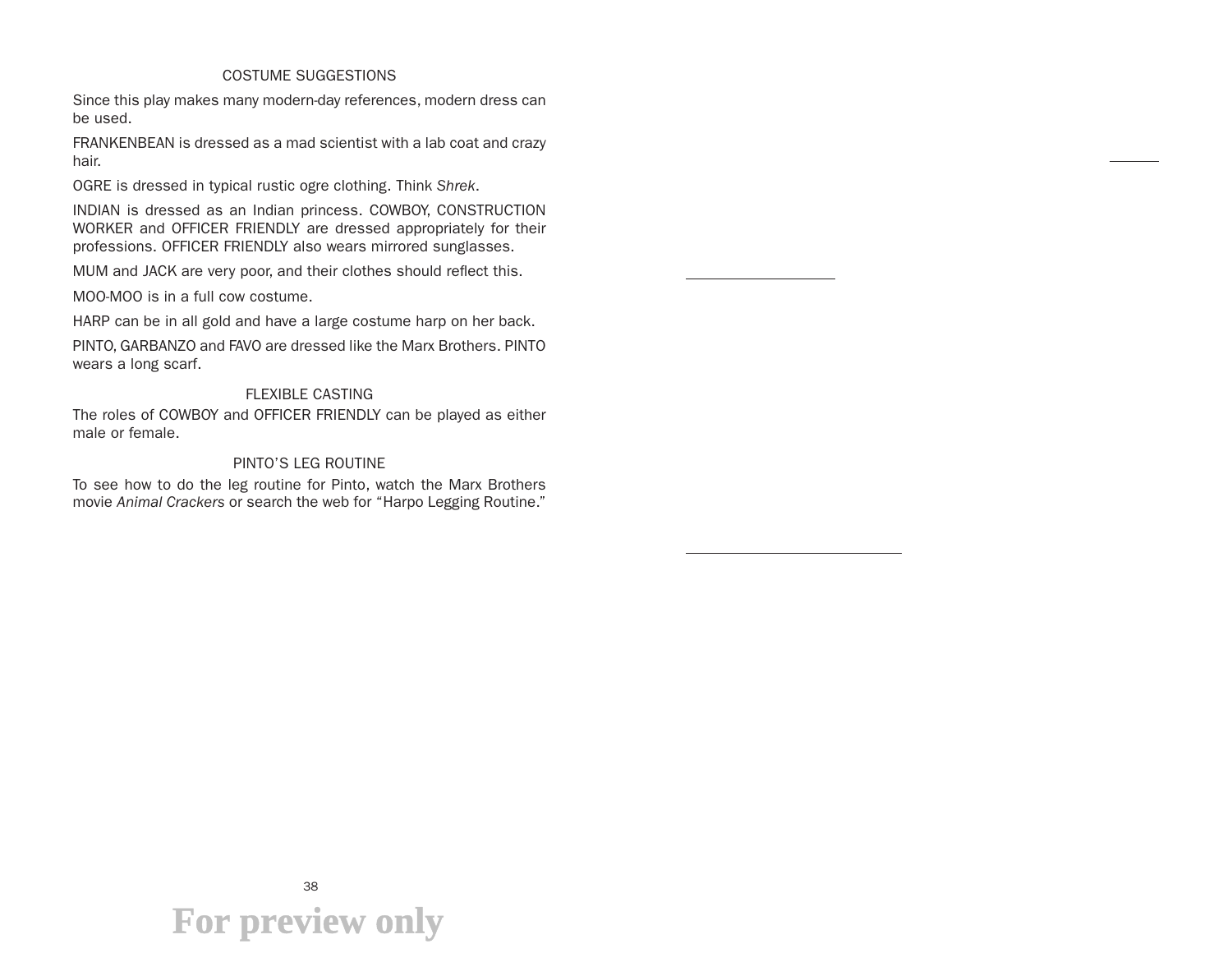## COSTUME SUGGESTIONS

Since this play makes many modern-day references, modern dress can be used.

FRANKENBEAN is dressed as a mad scientist with a lab coat and crazy hair.

OGRE is dressed in typical rustic ogre clothing. Think *Shrek*.

INDIAN is dressed as an Indian princess. COWBOY, CONSTRUCTION WORKER and OFFICER FRIENDLY are dressed appropriately for their professions. OFFICER FRIENDLY also wears mirrored sunglasses.

MUM and JACK are very poor, and their clothes should reflect this.

MOO-MOO is in a full cow costume.

HARP can be in all gold and have a large costume harp on her back.

PINTO, GARBANZO and FAVO are dressed like the Marx Brothers. PINTO wears a long scarf.

## FLEXIBLE CASTING

The roles of COWBOY and OFFICER FRIENDLY can be played as either male or female.

## PINTO'S LEG ROUTINE

To see how to do the leg routine for Pinto, watch the Marx Brothers movie *Animal Crackers* or search the web for "Harpo Legging Routine."

For preview only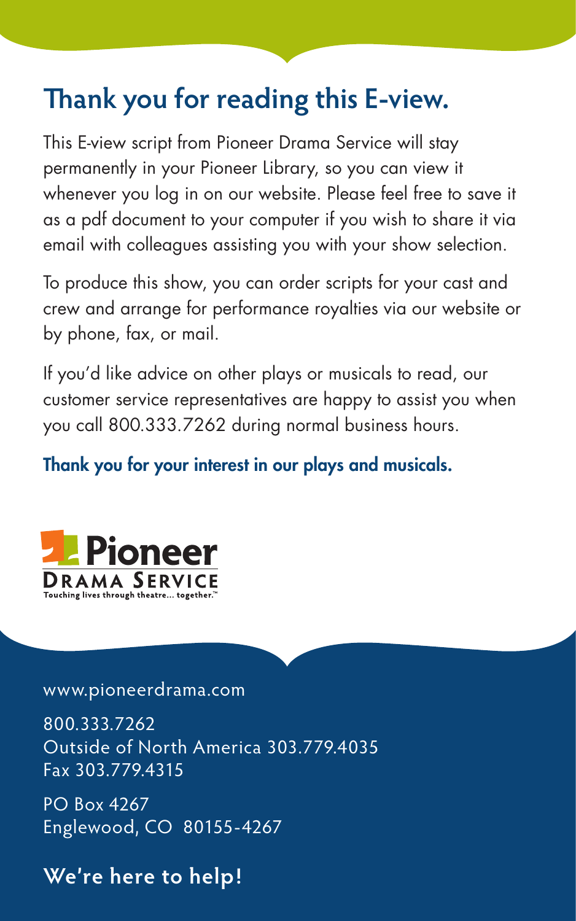# Thank you for reading this E-view.

This E-view script from Pioneer Drama Service will stay permanently in your Pioneer Library, so you can view it whenever you log in on our website. Please feel free to save it as a pdf document to your computer if you wish to share it via email with colleagues assisting you with your show selection.

To produce this show, you can order scripts for your cast and crew and arrange for performance royalties via our website or by phone, fax, or mail.

If you'd like advice on other plays or musicals to read, our customer service representatives are happy to assist you when you call 800.333.7262 during normal business hours.

**Thank you for your interest in our plays and musicals.**

**Pioneer DRAMA SERVICE**
Touching lives through theatre... together.™

www.pioneerdrama.com

800.333.7262
Outside of North America 303.779.4035
Fax 303.779.4315

PO Box 4267
Englewood, CO 80155-4267

**We're here to help!**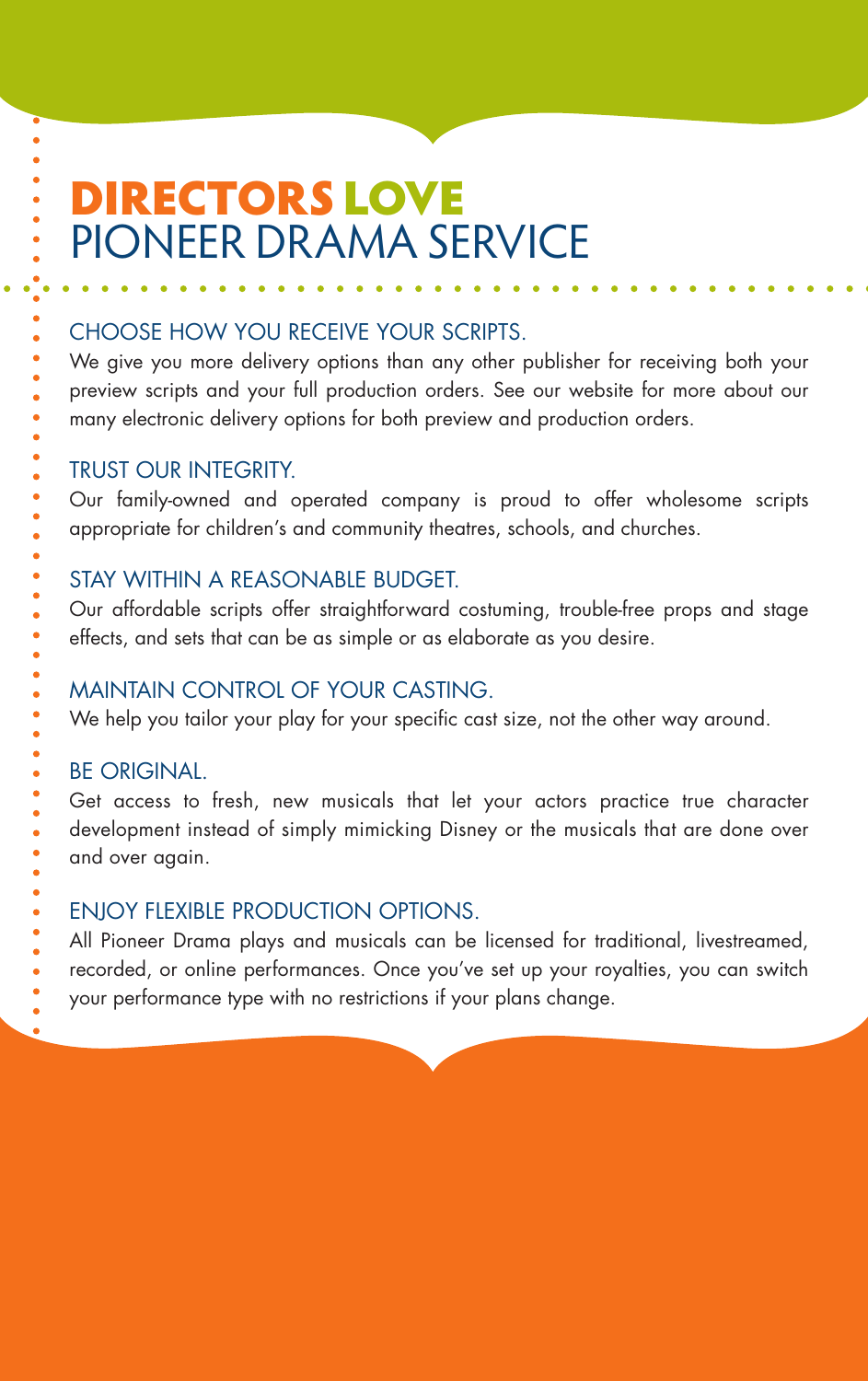# DIRECTORS LOVE PIONEER DRAMA SERVICE

## CHOOSE HOW YOU RECEIVE YOUR SCRIPTS.

We give you more delivery options than any other publisher for receiving both your preview scripts and your full production orders. See our website for more about our many electronic delivery options for both preview and production orders.

## TRUST OUR INTEGRITY.

Our family-owned and operated company is proud to offer wholesome scripts appropriate for children's and community theatres, schools, and churches.

## STAY WITHIN A REASONABLE BUDGET.

Our affordable scripts offer straightforward costuming, trouble-free props and stage effects, and sets that can be as simple or as elaborate as you desire.

## MAINTAIN CONTROL OF YOUR CASTING.

We help you tailor your play for your specific cast size, not the other way around.

## BE ORIGINAL.

Get access to fresh, new musicals that let your actors practice true character development instead of simply mimicking Disney or the musicals that are done over and over again.

## ENJOY FLEXIBLE PRODUCTION OPTIONS.

All Pioneer Drama plays and musicals can be licensed for traditional, livestreamed, recorded, or online performances. Once you've set up your royalties, you can switch your performance type with no restrictions if your plans change.